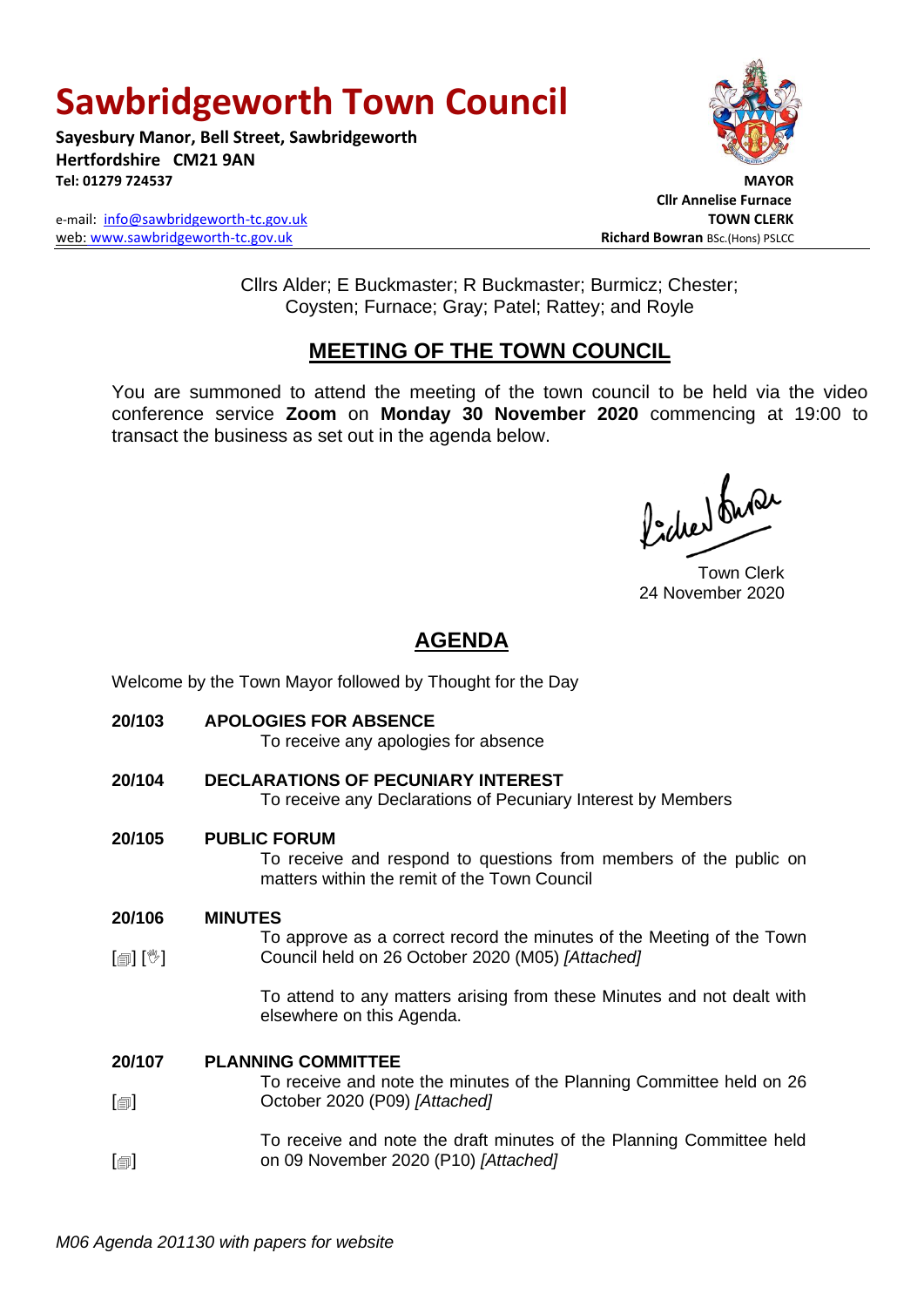# Sawbridgeworth Town Council

**Sayesbury Manor, Bell Street, Sawbridgeworth**
**Hertfordshire CM21 9AN**
**Tel: 01279 724537**

e-mail: info@sawbridgeworth-tc.gov.uk
web: www.sawbridgeworth-tc.gov.uk

**MAYOR**
**Cllr Annelise Furnace**
**TOWN CLERK**
**Richard Bowran** BSc.(Hons) PSLCC

Cllrs Alder; E Buckmaster; R Buckmaster; Burmicz; Chester; Coysten; Furnace; Gray; Patel; Rattey; and Royle

## MEETING OF THE TOWN COUNCIL

You are summoned to attend the meeting of the town council to be held via the video conference service **Zoom** on **Monday 30 November 2020** commencing at 19:00 to transact the business as set out in the agenda below.

Town Clerk
24 November 2020

## AGENDA

Welcome by the Town Mayor followed by Thought for the Day

**20/103 APOLOGIES FOR ABSENCE**
To receive any apologies for absence

**20/104 DECLARATIONS OF PECUNIARY INTEREST**
To receive any Declarations of Pecuniary Interest by Members

**20/105 PUBLIC FORUM**
To receive and respond to questions from members of the public on matters within the remit of the Town Council

**20/106 MINUTES**

[📄] [✋] To approve as a correct record the minutes of the Meeting of the Town Council held on 26 October 2020 (M05) *[Attached]*

To attend to any matters arising from these Minutes and not dealt with elsewhere on this Agenda.

**20/107 PLANNING COMMITTEE**

[📄] To receive and note the minutes of the Planning Committee held on 26 October 2020 (P09) *[Attached]*

[📄] To receive and note the draft minutes of the Planning Committee held on 09 November 2020 (P10) *[Attached]*

*M06 Agenda 201130 with papers for website*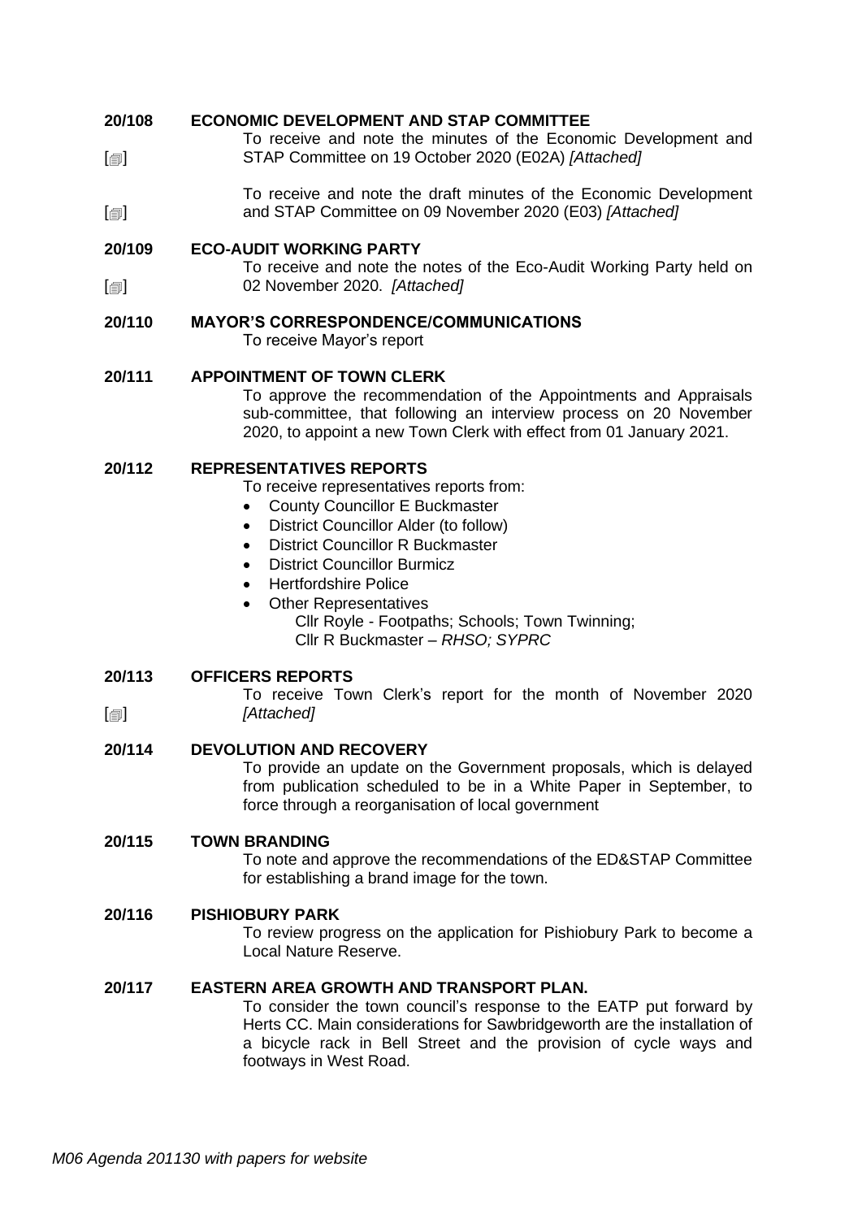**20/108 ECONOMIC DEVELOPMENT AND STAP COMMITTEE**

[🗐] To receive and note the minutes of the Economic Development and STAP Committee on 19 October 2020 (E02A) *[Attached]*

[🗐] To receive and note the draft minutes of the Economic Development and STAP Committee on 09 November 2020 (E03) *[Attached]*

**20/109 ECO-AUDIT WORKING PARTY**

[🗐] To receive and note the notes of the Eco-Audit Working Party held on 02 November 2020. *[Attached]*

**20/110 MAYOR'S CORRESPONDENCE/COMMUNICATIONS**

To receive Mayor's report

**20/111 APPOINTMENT OF TOWN CLERK**

To approve the recommendation of the Appointments and Appraisals sub-committee, that following an interview process on 20 November 2020, to appoint a new Town Clerk with effect from 01 January 2021.

**20/112 REPRESENTATIVES REPORTS**

To receive representatives reports from:

- County Councillor E Buckmaster
- District Councillor Alder (to follow)
- District Councillor R Buckmaster
- District Councillor Burmicz
- Hertfordshire Police
- Other Representatives
  - Cllr Royle - Footpaths; Schools; Town Twinning;
  - Cllr R Buckmaster – *RHSO; SYPRC*

**20/113 OFFICERS REPORTS**

[🗐] To receive Town Clerk's report for the month of November 2020 *[Attached]*

**20/114 DEVOLUTION AND RECOVERY**

To provide an update on the Government proposals, which is delayed from publication scheduled to be in a White Paper in September, to force through a reorganisation of local government

**20/115 TOWN BRANDING**

To note and approve the recommendations of the ED&STAP Committee for establishing a brand image for the town.

**20/116 PISHIOBURY PARK**

To review progress on the application for Pishiobury Park to become a Local Nature Reserve.

**20/117 EASTERN AREA GROWTH AND TRANSPORT PLAN.**

To consider the town council's response to the EATP put forward by Herts CC. Main considerations for Sawbridgeworth are the installation of a bicycle rack in Bell Street and the provision of cycle ways and footways in West Road.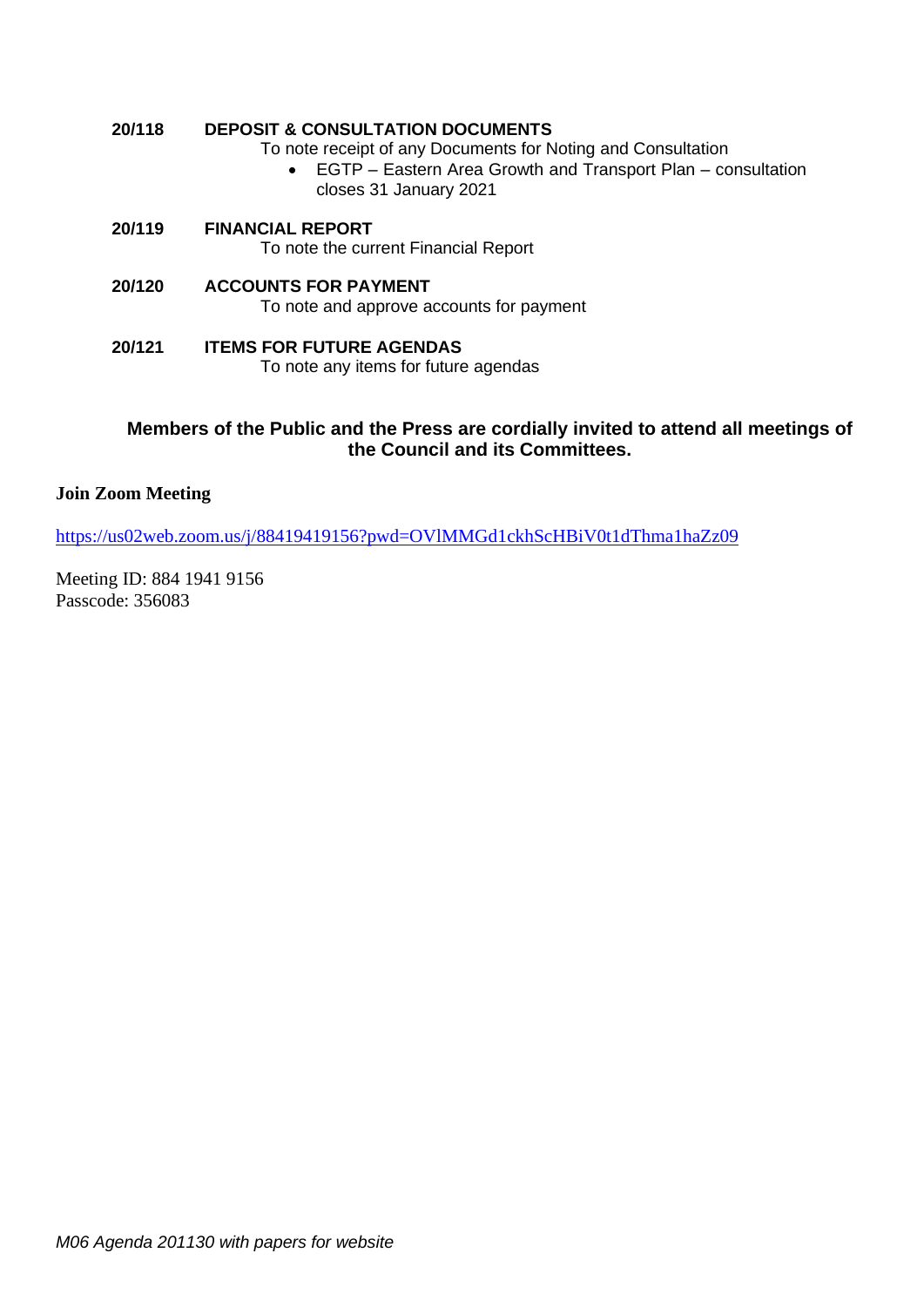**20/118 DEPOSIT & CONSULTATION DOCUMENTS**

To note receipt of any Documents for Noting and Consultation

- EGTP – Eastern Area Growth and Transport Plan – consultation closes 31 January 2021

**20/119 FINANCIAL REPORT**

To note the current Financial Report

**20/120 ACCOUNTS FOR PAYMENT**

To note and approve accounts for payment

**20/121 ITEMS FOR FUTURE AGENDAS**

To note any items for future agendas

**Members of the Public and the Press are cordially invited to attend all meetings of the Council and its Committees.**

**Join Zoom Meeting**

https://us02web.zoom.us/j/88419419156?pwd=OVlMMGd1ckhScHBiV0t1dThma1haZz09

Meeting ID: 884 1941 9156
Passcode: 356083

*M06 Agenda 201130 with papers for website*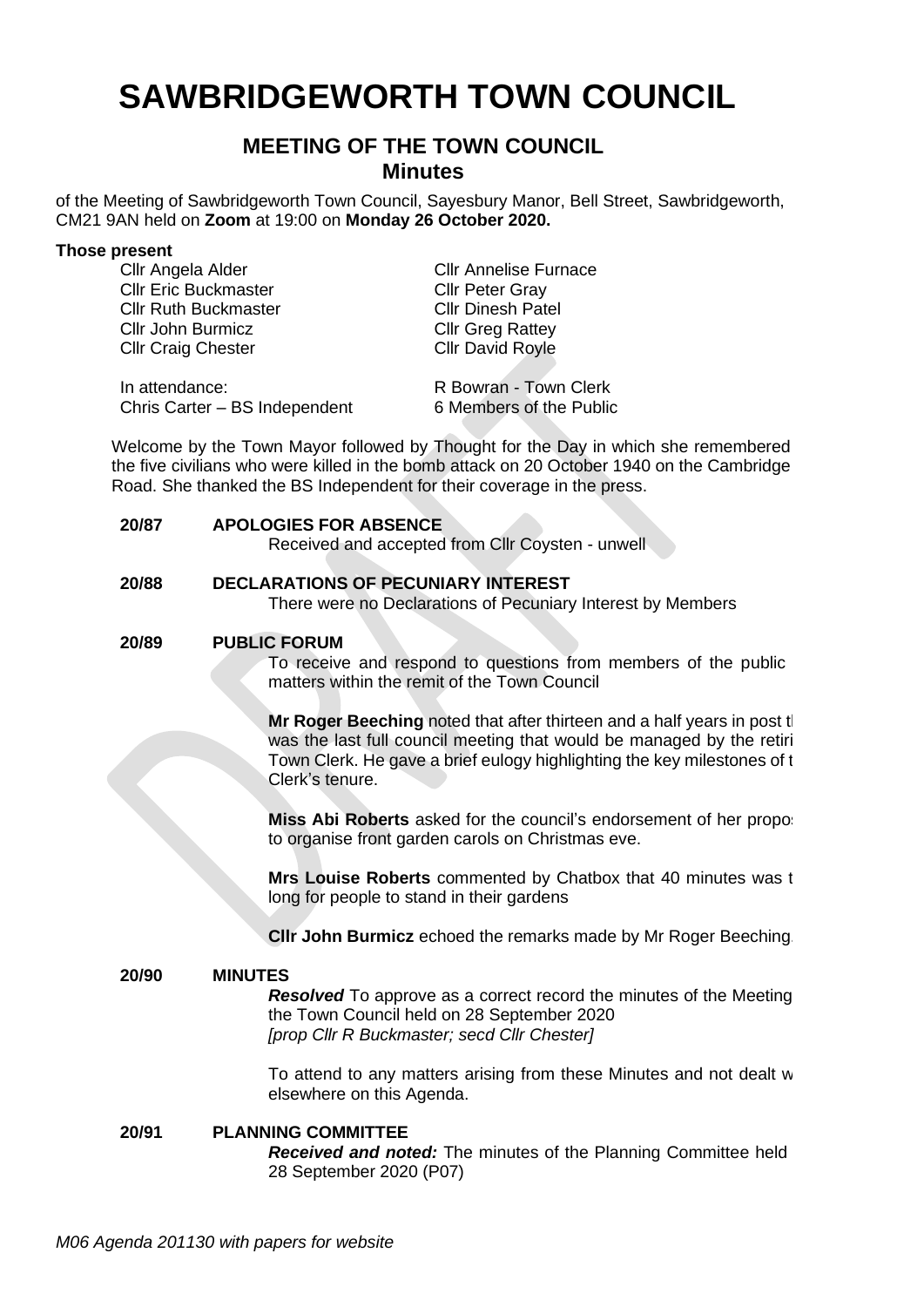# SAWBRIDGEWORTH TOWN COUNCIL

## MEETING OF THE TOWN COUNCIL
## Minutes

of the Meeting of Sawbridgeworth Town Council, Sayesbury Manor, Bell Street, Sawbridgeworth, CM21 9AN held on **Zoom** at 19:00 on **Monday 26 October 2020.**

**Those present**

| | |
|---|---|
| Cllr Angela Alder | Cllr Annelise Furnace |
| Cllr Eric Buckmaster | Cllr Peter Gray |
| Cllr Ruth Buckmaster | Cllr Dinesh Patel |
| Cllr John Burmicz | Cllr Greg Rattey |
| Cllr Craig Chester | Cllr David Royle |
| | |
| In attendance: | R Bowran - Town Clerk |
| Chris Carter – BS Independent | 6 Members of the Public |

Welcome by the Town Mayor followed by Thought for the Day in which she remembered the five civilians who were killed in the bomb attack on 20 October 1940 on the Cambridge Road. She thanked the BS Independent for their coverage in the press.

**20/87 APOLOGIES FOR ABSENCE**

Received and accepted from Cllr Coysten - unwell

**20/88 DECLARATIONS OF PECUNIARY INTEREST**

There were no Declarations of Pecuniary Interest by Members

**20/89 PUBLIC FORUM**

To receive and respond to questions from members of the public matters within the remit of the Town Council

**Mr Roger Beeching** noted that after thirteen and a half years in post t was the last full council meeting that would be managed by the retiri Town Clerk. He gave a brief eulogy highlighting the key milestones of t Clerk's tenure.

**Miss Abi Roberts** asked for the council's endorsement of her propo to organise front garden carols on Christmas eve.

**Mrs Louise Roberts** commented by Chatbox that 40 minutes was t long for people to stand in their gardens

**Cllr John Burmicz** echoed the remarks made by Mr Roger Beeching.

**20/90 MINUTES**

***Resolved*** To approve as a correct record the minutes of the Meeting the Town Council held on 28 September 2020
*[prop Cllr R Buckmaster; secd Cllr Chester]*

To attend to any matters arising from these Minutes and not dealt w elsewhere on this Agenda.

**20/91 PLANNING COMMITTEE**

***Received and noted:*** The minutes of the Planning Committee held 28 September 2020 (P07)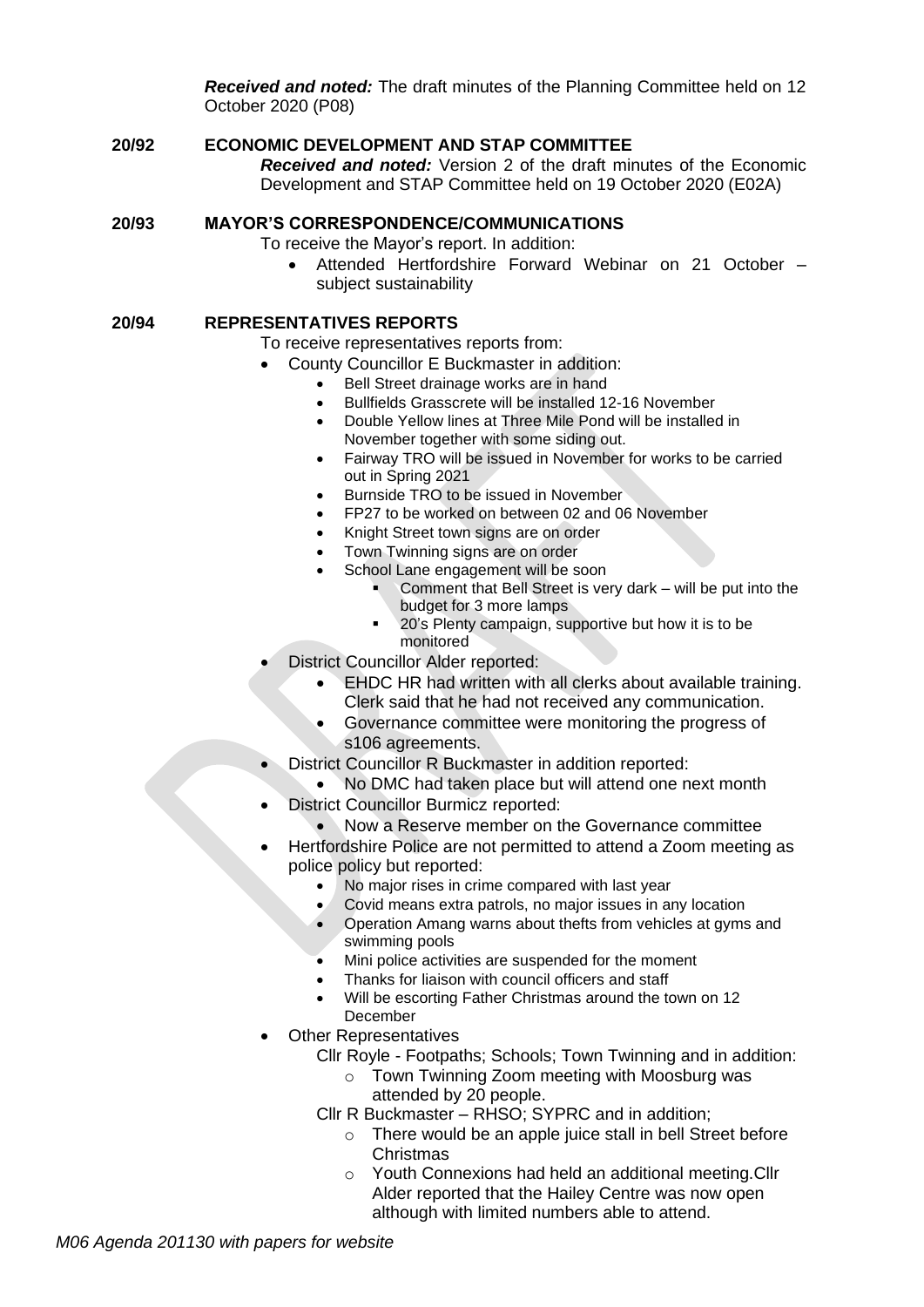***Received and noted:*** The draft minutes of the Planning Committee held on 12 October 2020 (P08)

**20/92 ECONOMIC DEVELOPMENT AND STAP COMMITTEE**

***Received and noted:*** Version 2 of the draft minutes of the Economic Development and STAP Committee held on 19 October 2020 (E02A)

**20/93 MAYOR'S CORRESPONDENCE/COMMUNICATIONS**

To receive the Mayor's report. In addition:

- Attended Hertfordshire Forward Webinar on 21 October – subject sustainability

**20/94 REPRESENTATIVES REPORTS**

To receive representatives reports from:

- County Councillor E Buckmaster in addition:
  - Bell Street drainage works are in hand
  - Bullfields Grasscrete will be installed 12-16 November
  - Double Yellow lines at Three Mile Pond will be installed in November together with some siding out.
  - Fairway TRO will be issued in November for works to be carried out in Spring 2021
  - Burnside TRO to be issued in November
  - FP27 to be worked on between 02 and 06 November
  - Knight Street town signs are on order
  - Town Twinning signs are on order
  - School Lane engagement will be soon
    - Comment that Bell Street is very dark – will be put into the budget for 3 more lamps
    - 20's Plenty campaign, supportive but how it is to be monitored
- District Councillor Alder reported:
  - EHDC HR had written with all clerks about available training. Clerk said that he had not received any communication.
  - Governance committee were monitoring the progress of s106 agreements.
- District Councillor R Buckmaster in addition reported:
  - No DMC had taken place but will attend one next month
- District Councillor Burmicz reported:
  - Now a Reserve member on the Governance committee
- Hertfordshire Police are not permitted to attend a Zoom meeting as police policy but reported:
  - No major rises in crime compared with last year
  - Covid means extra patrols, no major issues in any location
  - Operation Amang warns about thefts from vehicles at gyms and swimming pools
  - Mini police activities are suspended for the moment
  - Thanks for liaison with council officers and staff
  - Will be escorting Father Christmas around the town on 12 December
- Other Representatives

  Cllr Royle - Footpaths; Schools; Town Twinning and in addition:
  - Town Twinning Zoom meeting with Moosburg was attended by 20 people.

  Cllr R Buckmaster – RHSO; SYPRC and in addition;
  - There would be an apple juice stall in bell Street before Christmas
  - Youth Connexions had held an additional meeting.Cllr Alder reported that the Hailey Centre was now open although with limited numbers able to attend.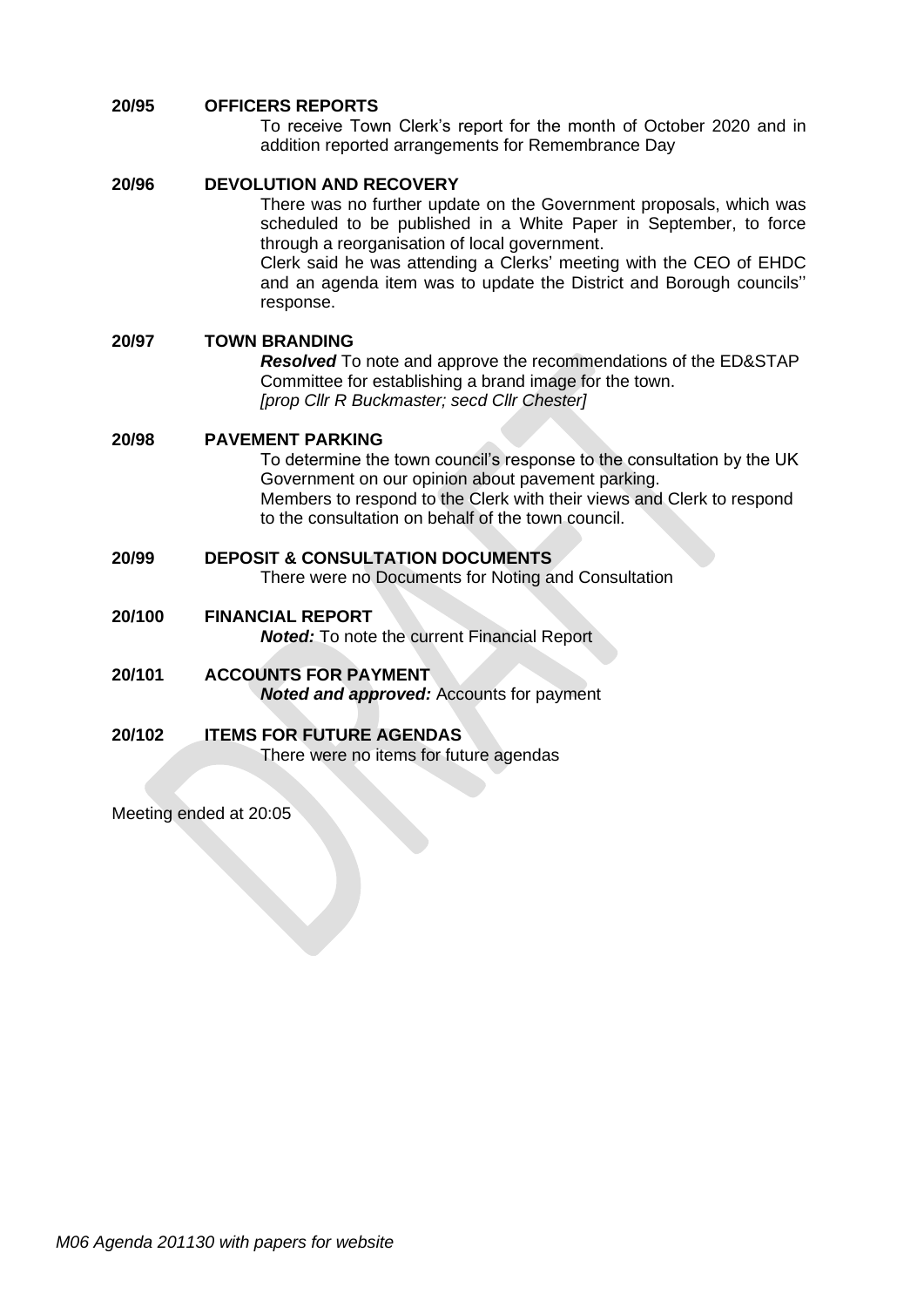**20/95 OFFICERS REPORTS**

To receive Town Clerk's report for the month of October 2020 and in addition reported arrangements for Remembrance Day

**20/96 DEVOLUTION AND RECOVERY**

There was no further update on the Government proposals, which was scheduled to be published in a White Paper in September, to force through a reorganisation of local government.

Clerk said he was attending a Clerks' meeting with the CEO of EHDC and an agenda item was to update the District and Borough councils'' response.

**20/97 TOWN BRANDING**

***Resolved*** To note and approve the recommendations of the ED&STAP Committee for establishing a brand image for the town.
*[prop Cllr R Buckmaster; secd Cllr Chester]*

**20/98 PAVEMENT PARKING**

To determine the town council's response to the consultation by the UK Government on our opinion about pavement parking.

Members to respond to the Clerk with their views and Clerk to respond to the consultation on behalf of the town council.

**20/99 DEPOSIT & CONSULTATION DOCUMENTS**

There were no Documents for Noting and Consultation

**20/100 FINANCIAL REPORT**

***Noted:*** To note the current Financial Report

**20/101 ACCOUNTS FOR PAYMENT**

***Noted and approved:*** Accounts for payment

**20/102 ITEMS FOR FUTURE AGENDAS**

There were no items for future agendas

Meeting ended at 20:05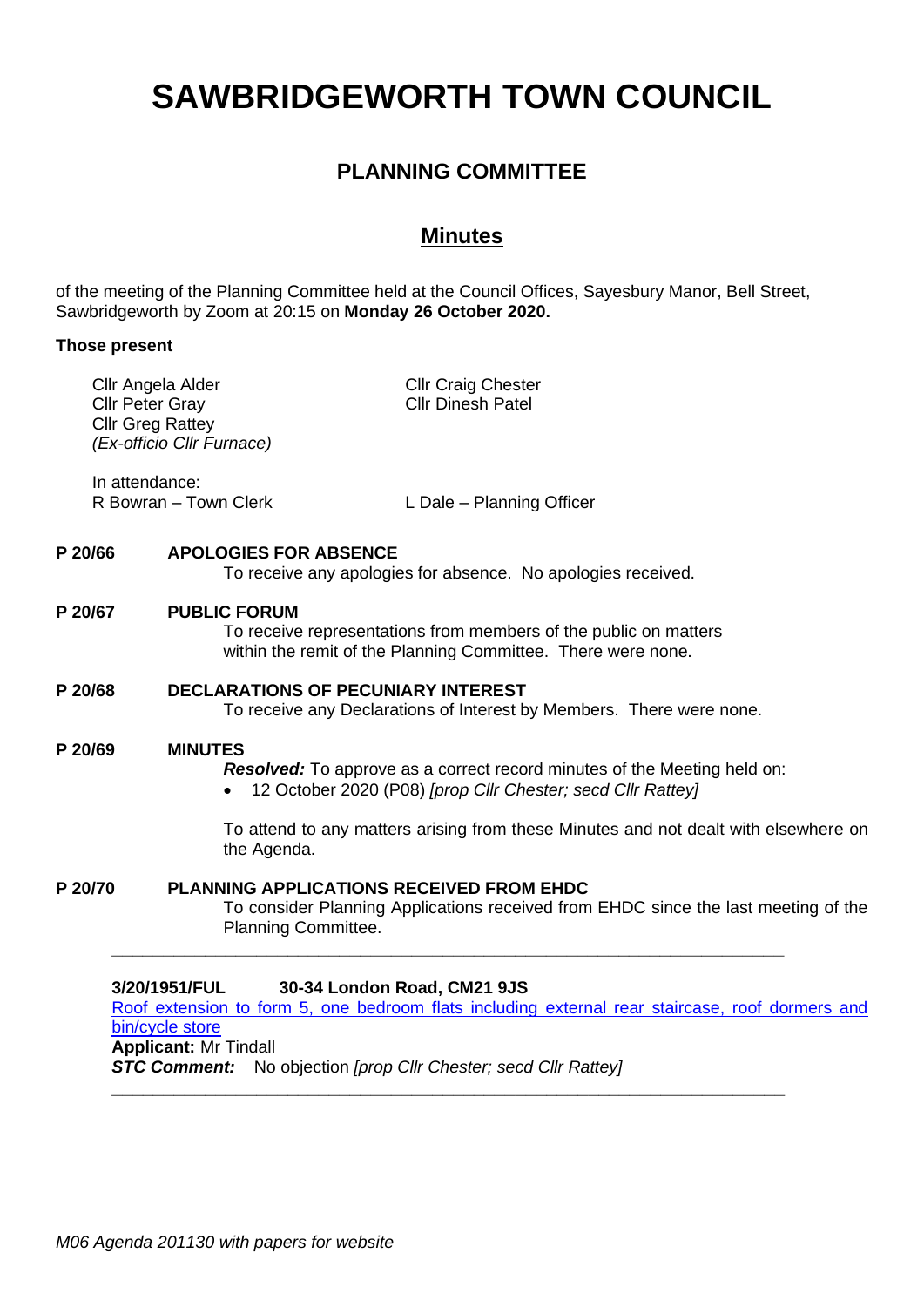# SAWBRIDGEWORTH TOWN COUNCIL

## PLANNING COMMITTEE

## Minutes

of the meeting of the Planning Committee held at the Council Offices, Sayesbury Manor, Bell Street, Sawbridgeworth by Zoom at 20:15 on **Monday 26 October 2020.**

**Those present**

Cllr Angela Alder
Cllr Peter Gray
Cllr Greg Rattey
*(Ex-officio Cllr Furnace)*

Cllr Craig Chester
Cllr Dinesh Patel

In attendance:
R Bowran – Town Clerk
L Dale – Planning Officer

**P 20/66 APOLOGIES FOR ABSENCE**

To receive any apologies for absence. No apologies received.

**P 20/67 PUBLIC FORUM**

To receive representations from members of the public on matters within the remit of the Planning Committee. There were none.

**P 20/68 DECLARATIONS OF PECUNIARY INTEREST**

To receive any Declarations of Interest by Members. There were none.

**P 20/69 MINUTES**

***Resolved:*** To approve as a correct record minutes of the Meeting held on:

- 12 October 2020 (P08) *[prop Cllr Chester; secd Cllr Rattey]*

To attend to any matters arising from these Minutes and not dealt with elsewhere on the Agenda.

**P 20/70 PLANNING APPLICATIONS RECEIVED FROM EHDC**

To consider Planning Applications received from EHDC since the last meeting of the Planning Committee.

---

**3/20/1951/FUL 30-34 London Road, CM21 9JS**
Roof extension to form 5, one bedroom flats including external rear staircase, roof dormers and bin/cycle store
**Applicant:** Mr Tindall
***STC Comment:*** No objection *[prop Cllr Chester; secd Cllr Rattey]*

---

*M06 Agenda 201130 with papers for website*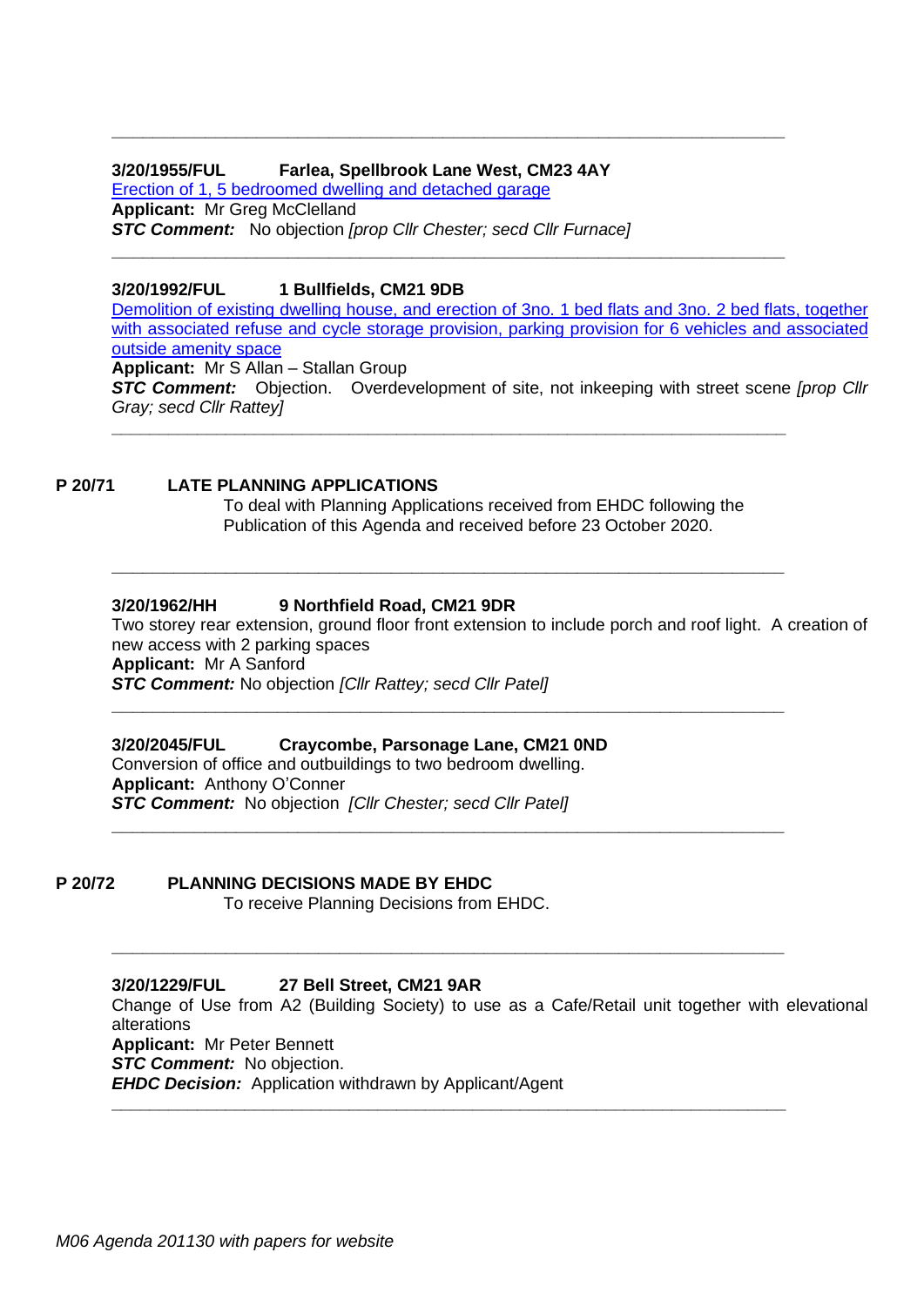---

**3/20/1955/FUL Farlea, Spellbrook Lane West, CM23 4AY**

Erection of 1, 5 bedroomed dwelling and detached garage

**Applicant:** Mr Greg McClelland

***STC Comment:*** No objection *[prop Cllr Chester; secd Cllr Furnace]*

---

**3/20/1992/FUL 1 Bullfields, CM21 9DB**

Demolition of existing dwelling house, and erection of 3no. 1 bed flats and 3no. 2 bed flats, together with associated refuse and cycle storage provision, parking provision for 6 vehicles and associated outside amenity space

**Applicant:** Mr S Allan – Stallan Group

***STC Comment:*** Objection. Overdevelopment of site, not inkeeping with street scene *[prop Cllr Gray; secd Cllr Rattey]*

---

**P 20/71 LATE PLANNING APPLICATIONS**

To deal with Planning Applications received from EHDC following the Publication of this Agenda and received before 23 October 2020.

---

**3/20/1962/HH 9 Northfield Road, CM21 9DR**

Two storey rear extension, ground floor front extension to include porch and roof light. A creation of new access with 2 parking spaces

**Applicant:** Mr A Sanford

***STC Comment:*** No objection *[Cllr Rattey; secd Cllr Patel]*

---

**3/20/2045/FUL Craycombe, Parsonage Lane, CM21 0ND**

Conversion of office and outbuildings to two bedroom dwelling.

**Applicant:** Anthony O'Conner

***STC Comment:*** No objection *[Cllr Chester; secd Cllr Patel]*

---

**P 20/72 PLANNING DECISIONS MADE BY EHDC**

To receive Planning Decisions from EHDC.

---

**3/20/1229/FUL 27 Bell Street, CM21 9AR**

Change of Use from A2 (Building Society) to use as a Cafe/Retail unit together with elevational alterations

**Applicant:** Mr Peter Bennett

***STC Comment:*** No objection.

***EHDC Decision:*** Application withdrawn by Applicant/Agent

---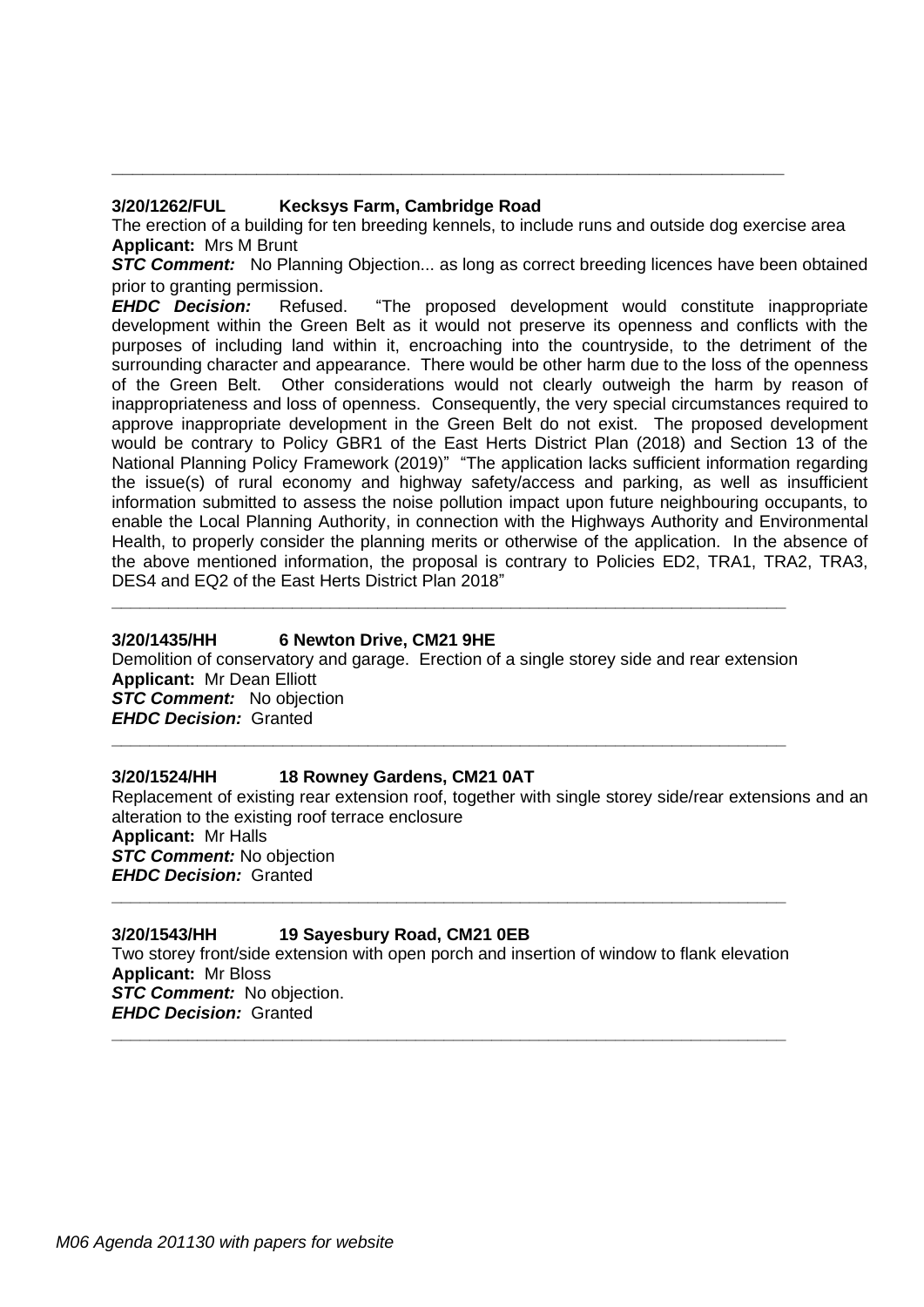---

**3/20/1262/FUL Kecksys Farm, Cambridge Road**

The erection of a building for ten breeding kennels, to include runs and outside dog exercise area

**Applicant:** Mrs M Brunt

***STC Comment:*** No Planning Objection... as long as correct breeding licences have been obtained prior to granting permission.

***EHDC Decision:*** Refused. "The proposed development would constitute inappropriate development within the Green Belt as it would not preserve its openness and conflicts with the purposes of including land within it, encroaching into the countryside, to the detriment of the surrounding character and appearance. There would be other harm due to the loss of the openness of the Green Belt. Other considerations would not clearly outweigh the harm by reason of inappropriateness and loss of openness. Consequently, the very special circumstances required to approve inappropriate development in the Green Belt do not exist. The proposed development would be contrary to Policy GBR1 of the East Herts District Plan (2018) and Section 13 of the National Planning Policy Framework (2019)" "The application lacks sufficient information regarding the issue(s) of rural economy and highway safety/access and parking, as well as insufficient information submitted to assess the noise pollution impact upon future neighbouring occupants, to enable the Local Planning Authority, in connection with the Highways Authority and Environmental Health, to properly consider the planning merits or otherwise of the application. In the absence of the above mentioned information, the proposal is contrary to Policies ED2, TRA1, TRA2, TRA3, DES4 and EQ2 of the East Herts District Plan 2018"

---

**3/20/1435/HH 6 Newton Drive, CM21 9HE**

Demolition of conservatory and garage. Erection of a single storey side and rear extension

**Applicant:** Mr Dean Elliott

***STC Comment:*** No objection

***EHDC Decision:*** Granted

---

**3/20/1524/HH 18 Rowney Gardens, CM21 0AT**

Replacement of existing rear extension roof, together with single storey side/rear extensions and an alteration to the existing roof terrace enclosure

**Applicant:** Mr Halls

***STC Comment:*** No objection

***EHDC Decision:*** Granted

---

**3/20/1543/HH 19 Sayesbury Road, CM21 0EB**

Two storey front/side extension with open porch and insertion of window to flank elevation

**Applicant:** Mr Bloss

***STC Comment:*** No objection.

***EHDC Decision:*** Granted

---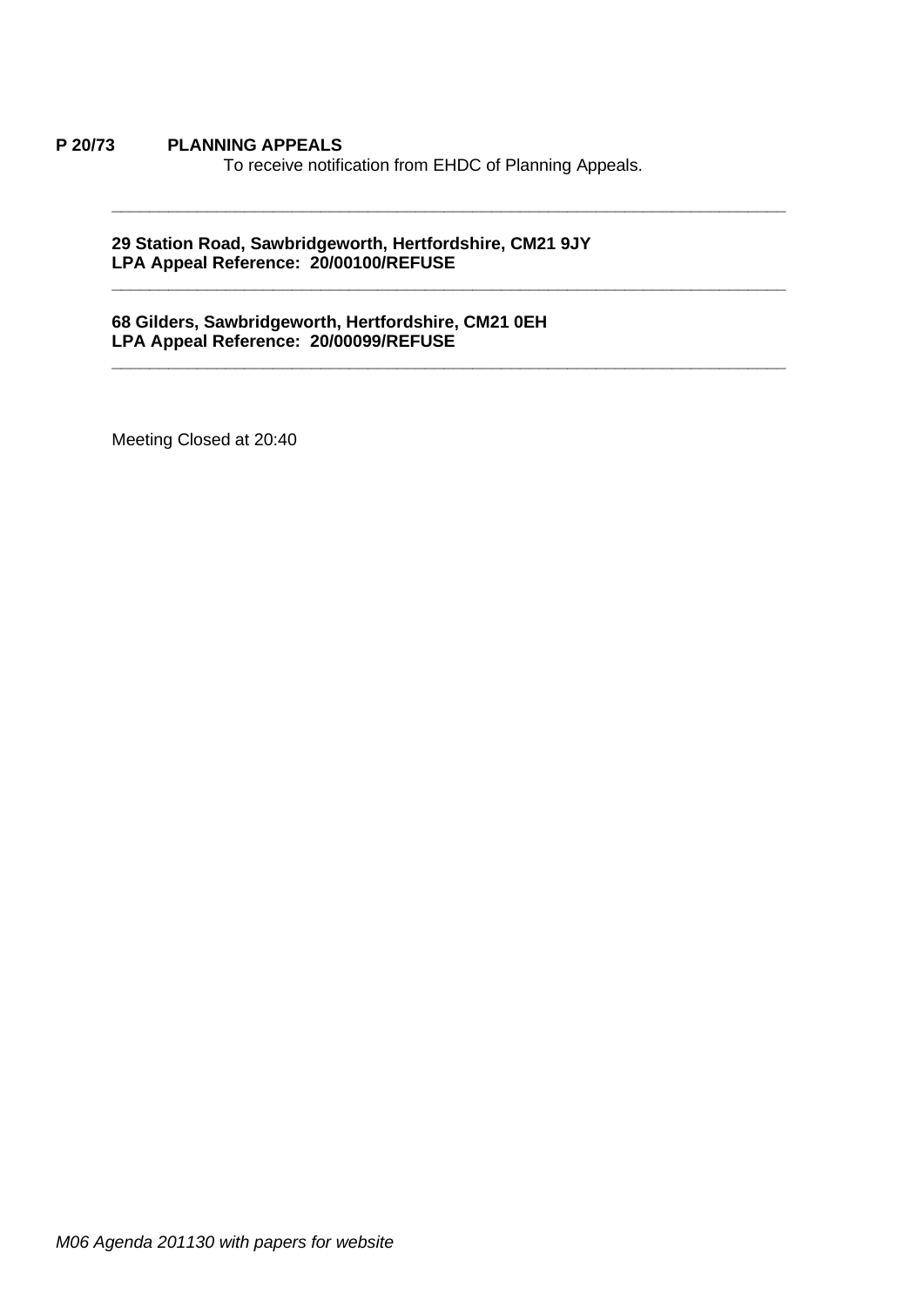**P 20/73 PLANNING APPEALS**

To receive notification from EHDC of Planning Appeals.

---

**29 Station Road, Sawbridgeworth, Hertfordshire, CM21 9JY**
**LPA Appeal Reference: 20/00100/REFUSE**

---

**68 Gilders, Sawbridgeworth, Hertfordshire, CM21 0EH**
**LPA Appeal Reference: 20/00099/REFUSE**

---

Meeting Closed at 20:40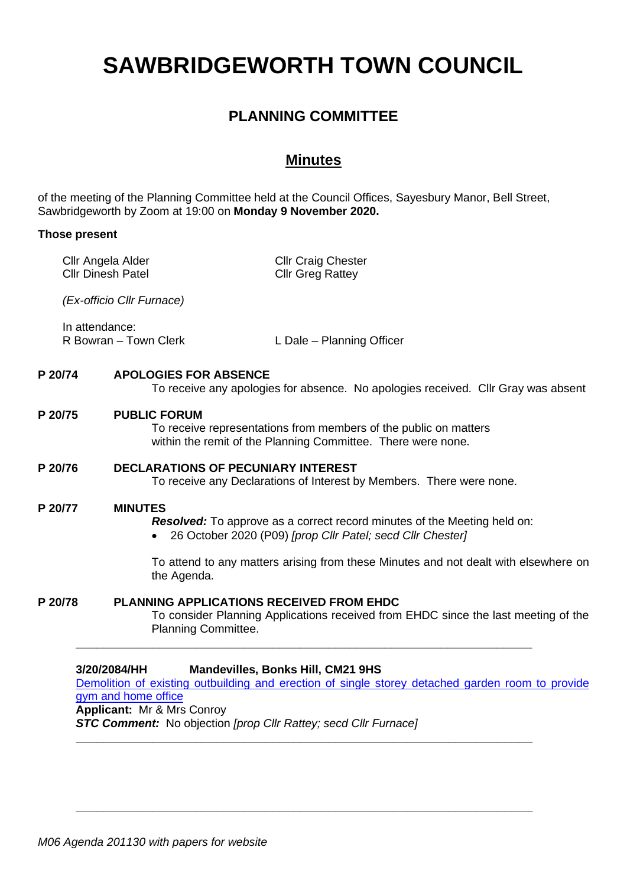# SAWBRIDGEWORTH TOWN COUNCIL

## PLANNING COMMITTEE

## Minutes

of the meeting of the Planning Committee held at the Council Offices, Sayesbury Manor, Bell Street, Sawbridgeworth by Zoom at 19:00 on **Monday 9 November 2020.**

**Those present**

Cllr Angela Alder
Cllr Dinesh Patel
Cllr Craig Chester
Cllr Greg Rattey

*(Ex-officio Cllr Furnace)*

In attendance:
R Bowran – Town Clerk
L Dale – Planning Officer

**P 20/74 APOLOGIES FOR ABSENCE**

To receive any apologies for absence. No apologies received. Cllr Gray was absent

**P 20/75 PUBLIC FORUM**

To receive representations from members of the public on matters within the remit of the Planning Committee. There were none.

**P 20/76 DECLARATIONS OF PECUNIARY INTEREST**

To receive any Declarations of Interest by Members. There were none.

**P 20/77 MINUTES**

***Resolved:*** To approve as a correct record minutes of the Meeting held on:

- 26 October 2020 (P09) *[prop Cllr Patel; secd Cllr Chester]*

To attend to any matters arising from these Minutes and not dealt with elsewhere on the Agenda.

**P 20/78 PLANNING APPLICATIONS RECEIVED FROM EHDC**

To consider Planning Applications received from EHDC since the last meeting of the Planning Committee.

---

**3/20/2084/HH Mandevilles, Bonks Hill, CM21 9HS**

Demolition of existing outbuilding and erection of single storey detached garden room to provide gym and home office

**Applicant:** Mr & Mrs Conroy

***STC Comment:*** No objection *[prop Cllr Rattey; secd Cllr Furnace]*

---

---

*M06 Agenda 201130 with papers for website*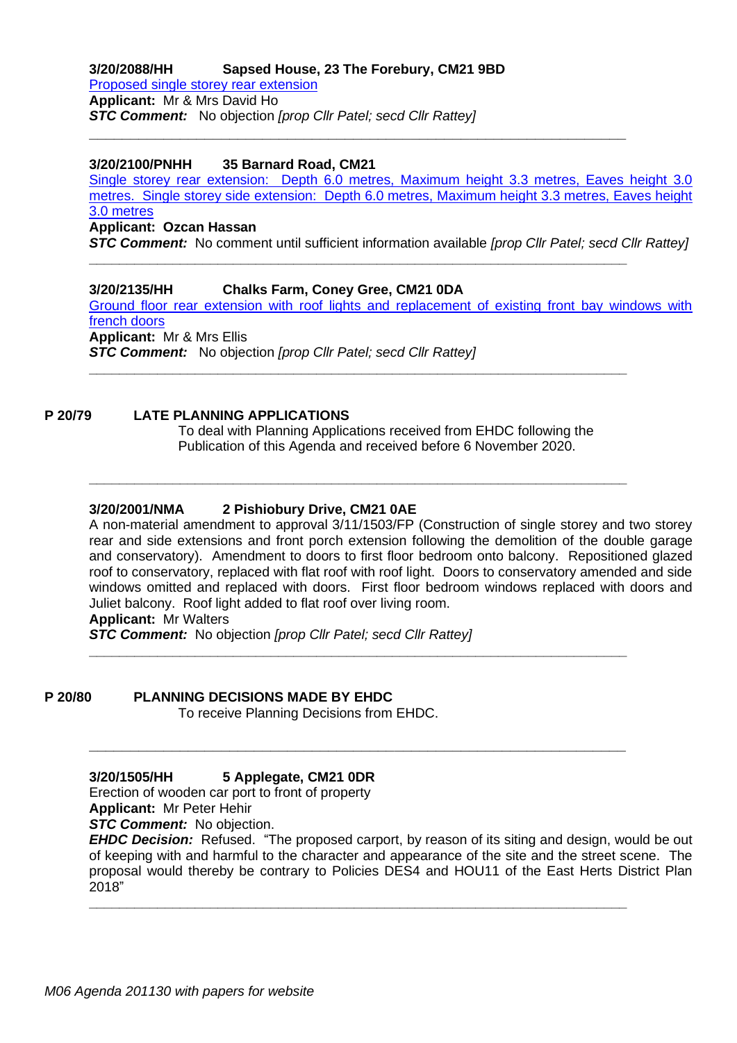**3/20/2088/HH Sapsed House, 23 The Forebury, CM21 9BD**

Proposed single storey rear extension

**Applicant:** Mr & Mrs David Ho

***STC Comment:*** No objection *[prop Cllr Patel; secd Cllr Rattey]*

---

**3/20/2100/PNHH 35 Barnard Road, CM21**

Single storey rear extension: Depth 6.0 metres, Maximum height 3.3 metres, Eaves height 3.0 metres. Single storey side extension: Depth 6.0 metres, Maximum height 3.3 metres, Eaves height 3.0 metres

**Applicant: Ozcan Hassan**

***STC Comment:*** No comment until sufficient information available *[prop Cllr Patel; secd Cllr Rattey]*

---

**3/20/2135/HH Chalks Farm, Coney Gree, CM21 0DA**

Ground floor rear extension with roof lights and replacement of existing front bay windows with french doors

**Applicant:** Mr & Mrs Ellis

***STC Comment:*** No objection *[prop Cllr Patel; secd Cllr Rattey]*

---

**P 20/79 LATE PLANNING APPLICATIONS**

To deal with Planning Applications received from EHDC following the Publication of this Agenda and received before 6 November 2020.

---

**3/20/2001/NMA 2 Pishiobury Drive, CM21 0AE**

A non-material amendment to approval 3/11/1503/FP (Construction of single storey and two storey rear and side extensions and front porch extension following the demolition of the double garage and conservatory). Amendment to doors to first floor bedroom onto balcony. Repositioned glazed roof to conservatory, replaced with flat roof with roof light. Doors to conservatory amended and side windows omitted and replaced with doors. First floor bedroom windows replaced with doors and Juliet balcony. Roof light added to flat roof over living room.

**Applicant:** Mr Walters

***STC Comment:*** No objection *[prop Cllr Patel; secd Cllr Rattey]*

---

**P 20/80 PLANNING DECISIONS MADE BY EHDC**

To receive Planning Decisions from EHDC.

---

**3/20/1505/HH 5 Applegate, CM21 0DR**

Erection of wooden car port to front of property

**Applicant:** Mr Peter Hehir

***STC Comment:*** No objection.

***EHDC Decision:*** Refused. "The proposed carport, by reason of its siting and design, would be out of keeping with and harmful to the character and appearance of the site and the street scene. The proposal would thereby be contrary to Policies DES4 and HOU11 of the East Herts District Plan 2018"

---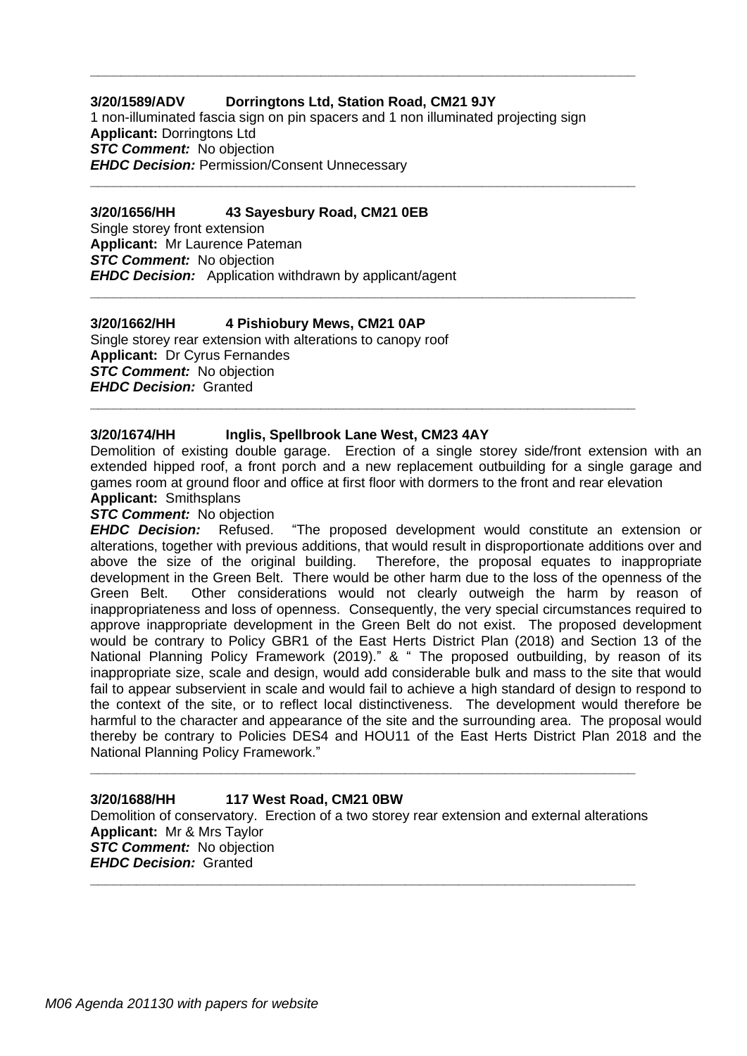---

**3/20/1589/ADV Dorringtons Ltd, Station Road, CM21 9JY**

1 non-illuminated fascia sign on pin spacers and 1 non illuminated projecting sign
**Applicant:** Dorringtons Ltd
***STC Comment:*** No objection
***EHDC Decision:*** Permission/Consent Unnecessary

---

**3/20/1656/HH 43 Sayesbury Road, CM21 0EB**

Single storey front extension
**Applicant:** Mr Laurence Pateman
***STC Comment:*** No objection
***EHDC Decision:*** Application withdrawn by applicant/agent

---

**3/20/1662/HH 4 Pishiobury Mews, CM21 0AP**

Single storey rear extension with alterations to canopy roof
**Applicant:** Dr Cyrus Fernandes
***STC Comment:*** No objection
***EHDC Decision:*** Granted

---

**3/20/1674/HH Inglis, Spellbrook Lane West, CM23 4AY**

Demolition of existing double garage. Erection of a single storey side/front extension with an extended hipped roof, a front porch and a new replacement outbuilding for a single garage and games room at ground floor and office at first floor with dormers to the front and rear elevation
**Applicant:** Smithsplans
***STC Comment:*** No objection
***EHDC Decision:*** Refused. "The proposed development would constitute an extension or alterations, together with previous additions, that would result in disproportionate additions over and above the size of the original building. Therefore, the proposal equates to inappropriate development in the Green Belt. There would be other harm due to the loss of the openness of the Green Belt. Other considerations would not clearly outweigh the harm by reason of inappropriateness and loss of openness. Consequently, the very special circumstances required to approve inappropriate development in the Green Belt do not exist. The proposed development would be contrary to Policy GBR1 of the East Herts District Plan (2018) and Section 13 of the National Planning Policy Framework (2019)." & " The proposed outbuilding, by reason of its inappropriate size, scale and design, would add considerable bulk and mass to the site that would fail to appear subservient in scale and would fail to achieve a high standard of design to respond to the context of the site, or to reflect local distinctiveness. The development would therefore be harmful to the character and appearance of the site and the surrounding area. The proposal would thereby be contrary to Policies DES4 and HOU11 of the East Herts District Plan 2018 and the National Planning Policy Framework."

---

**3/20/1688/HH 117 West Road, CM21 0BW**

Demolition of conservatory. Erection of a two storey rear extension and external alterations
**Applicant:** Mr & Mrs Taylor
***STC Comment:*** No objection
***EHDC Decision:*** Granted

---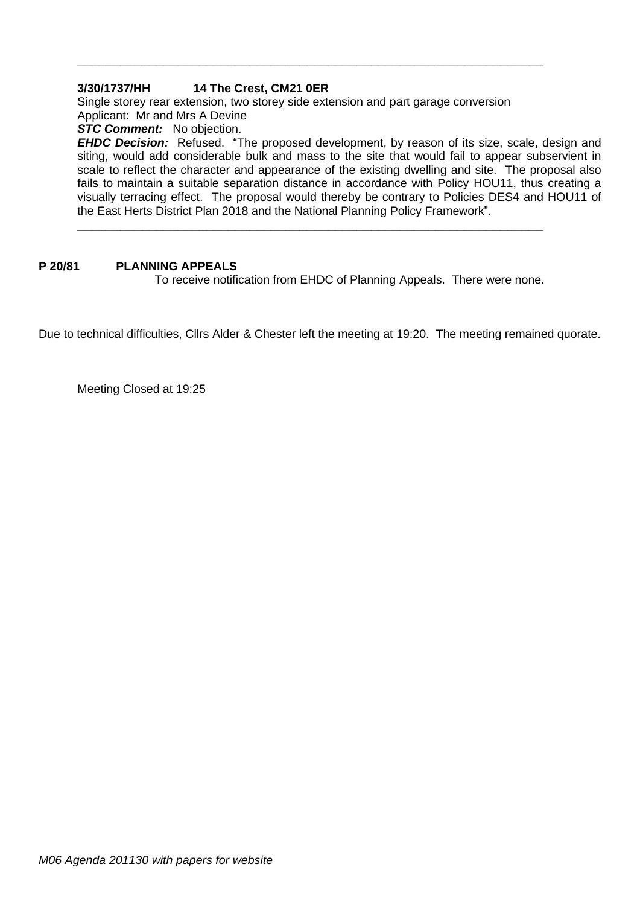---

**3/30/1737/HH 14 The Crest, CM21 0ER**

Single storey rear extension, two storey side extension and part garage conversion

Applicant: Mr and Mrs A Devine

***STC Comment:*** No objection.

***EHDC Decision:*** Refused. "The proposed development, by reason of its size, scale, design and siting, would add considerable bulk and mass to the site that would fail to appear subservient in scale to reflect the character and appearance of the existing dwelling and site. The proposal also fails to maintain a suitable separation distance in accordance with Policy HOU11, thus creating a visually terracing effect. The proposal would thereby be contrary to Policies DES4 and HOU11 of the East Herts District Plan 2018 and the National Planning Policy Framework".

---

**P 20/81 PLANNING APPEALS**

To receive notification from EHDC of Planning Appeals. There were none.

Due to technical difficulties, Cllrs Alder & Chester left the meeting at 19:20. The meeting remained quorate.

Meeting Closed at 19:25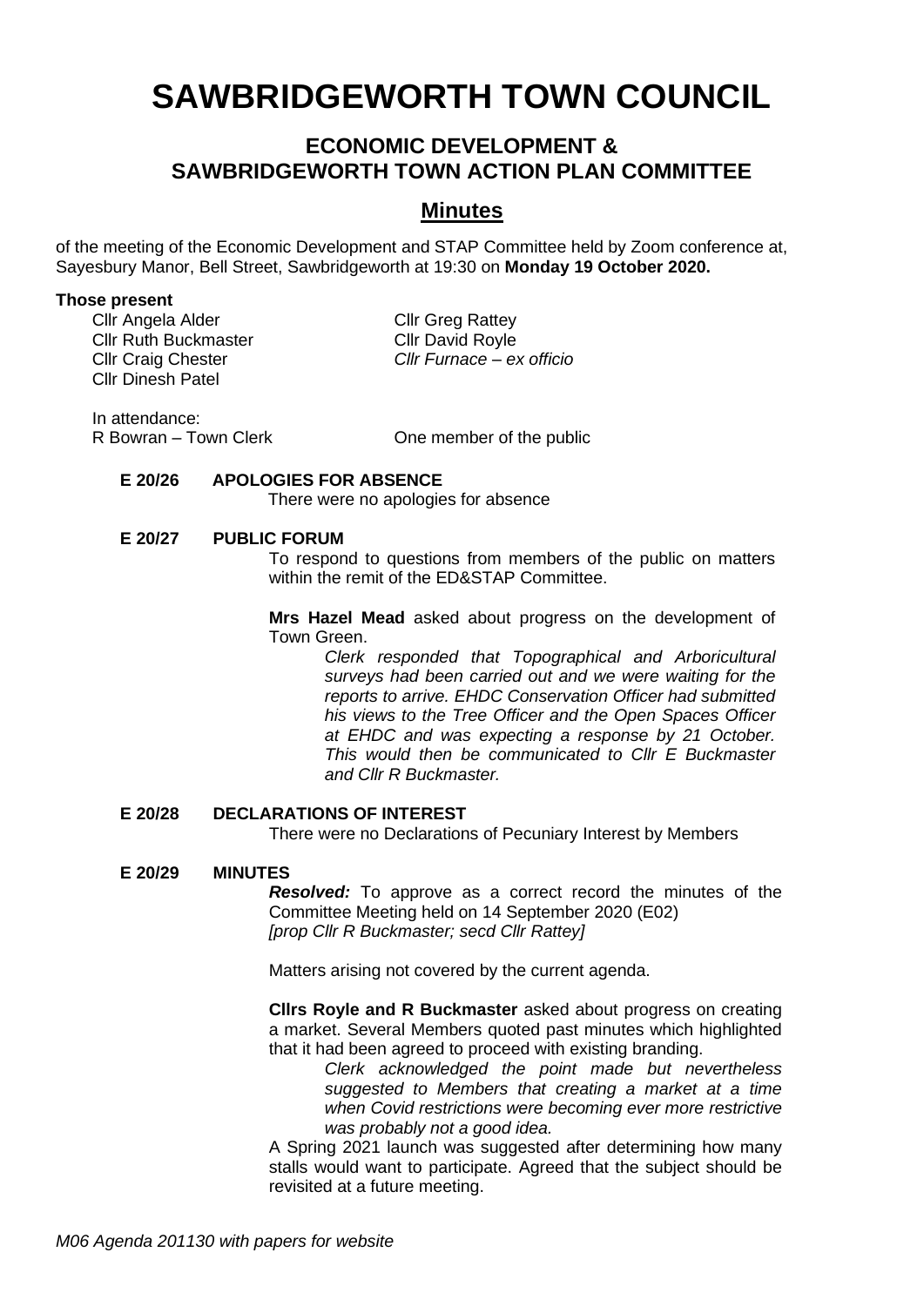# SAWBRIDGEWORTH TOWN COUNCIL

## ECONOMIC DEVELOPMENT & SAWBRIDGEWORTH TOWN ACTION PLAN COMMITTEE

## Minutes

of the meeting of the Economic Development and STAP Committee held by Zoom conference at, Sayesbury Manor, Bell Street, Sawbridgeworth at 19:30 on **Monday 19 October 2020.**

**Those present**

Cllr Angela Alder
Cllr Ruth Buckmaster
Cllr Craig Chester
Cllr Dinesh Patel
Cllr Greg Rattey
Cllr David Royle
*Cllr Furnace – ex officio*

In attendance:
R Bowran – Town Clerk
One member of the public

**E 20/26 APOLOGIES FOR ABSENCE**

There were no apologies for absence

**E 20/27 PUBLIC FORUM**

To respond to questions from members of the public on matters within the remit of the ED&STAP Committee.

**Mrs Hazel Mead** asked about progress on the development of Town Green.

*Clerk responded that Topographical and Arboricultural surveys had been carried out and we were waiting for the reports to arrive. EHDC Conservation Officer had submitted his views to the Tree Officer and the Open Spaces Officer at EHDC and was expecting a response by 21 October. This would then be communicated to Cllr E Buckmaster and Cllr R Buckmaster.*

**E 20/28 DECLARATIONS OF INTEREST**

There were no Declarations of Pecuniary Interest by Members

**E 20/29 MINUTES**

***Resolved:*** To approve as a correct record the minutes of the Committee Meeting held on 14 September 2020 (E02)
*[prop Cllr R Buckmaster; secd Cllr Rattey]*

Matters arising not covered by the current agenda.

**Cllrs Royle and R Buckmaster** asked about progress on creating a market. Several Members quoted past minutes which highlighted that it had been agreed to proceed with existing branding.

*Clerk acknowledged the point made but nevertheless suggested to Members that creating a market at a time when Covid restrictions were becoming ever more restrictive was probably not a good idea.*

A Spring 2021 launch was suggested after determining how many stalls would want to participate. Agreed that the subject should be revisited at a future meeting.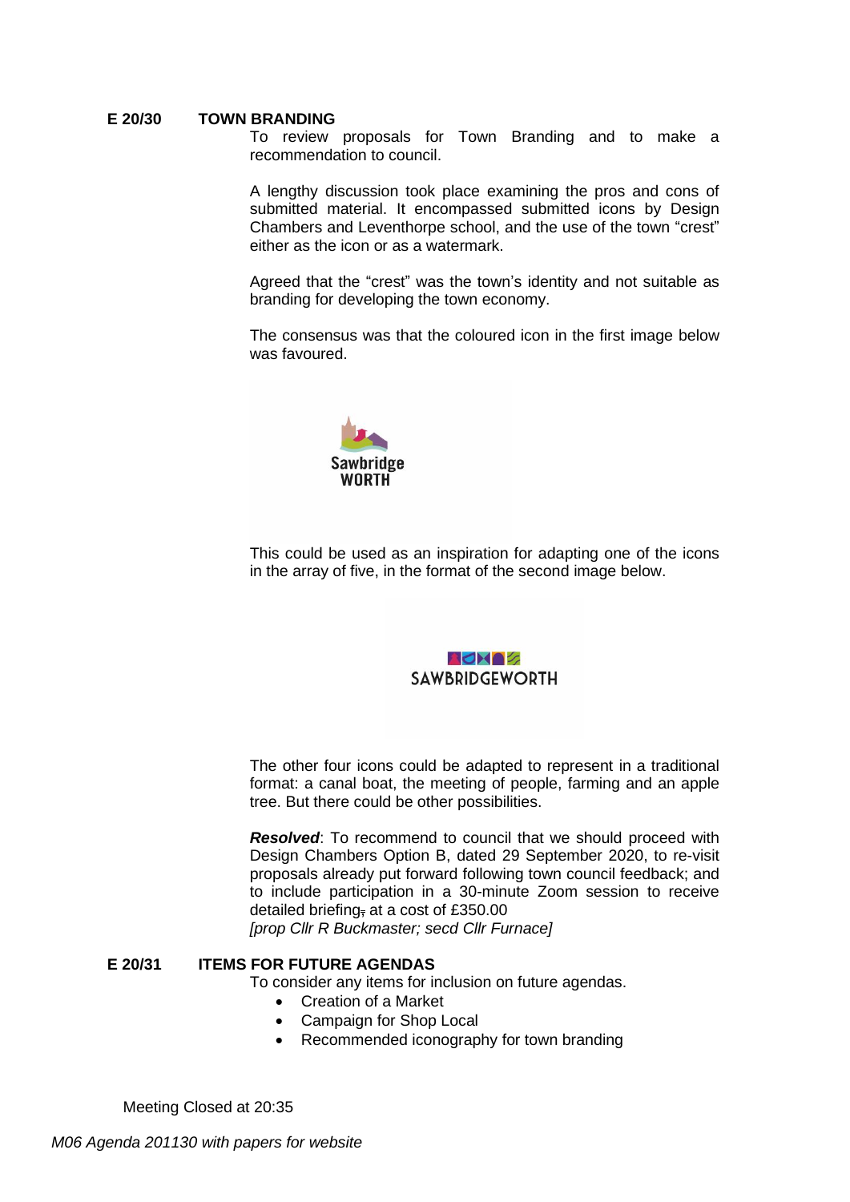**E 20/30 TOWN BRANDING**

To review proposals for Town Branding and to make a recommendation to council.

A lengthy discussion took place examining the pros and cons of submitted material. It encompassed submitted icons by Design Chambers and Leventhorpe school, and the use of the town "crest" either as the icon or as a watermark.

Agreed that the "crest" was the town's identity and not suitable as branding for developing the town economy.

The consensus was that the coloured icon in the first image below was favoured.

Sawbridge WORTH

This could be used as an inspiration for adapting one of the icons in the array of five, in the format of the second image below.

SAWBRIDGEWORTH

The other four icons could be adapted to represent in a traditional format: a canal boat, the meeting of people, farming and an apple tree. But there could be other possibilities.

***Resolved***: To recommend to council that we should proceed with Design Chambers Option B, dated 29 September 2020, to re-visit proposals already put forward following town council feedback; and to include participation in a 30-minute Zoom session to receive detailed briefing, at a cost of £350.00
*[prop Cllr R Buckmaster; secd Cllr Furnace]*

**E 20/31 ITEMS FOR FUTURE AGENDAS**

To consider any items for inclusion on future agendas.

- Creation of a Market
- Campaign for Shop Local
- Recommended iconography for town branding

Meeting Closed at 20:35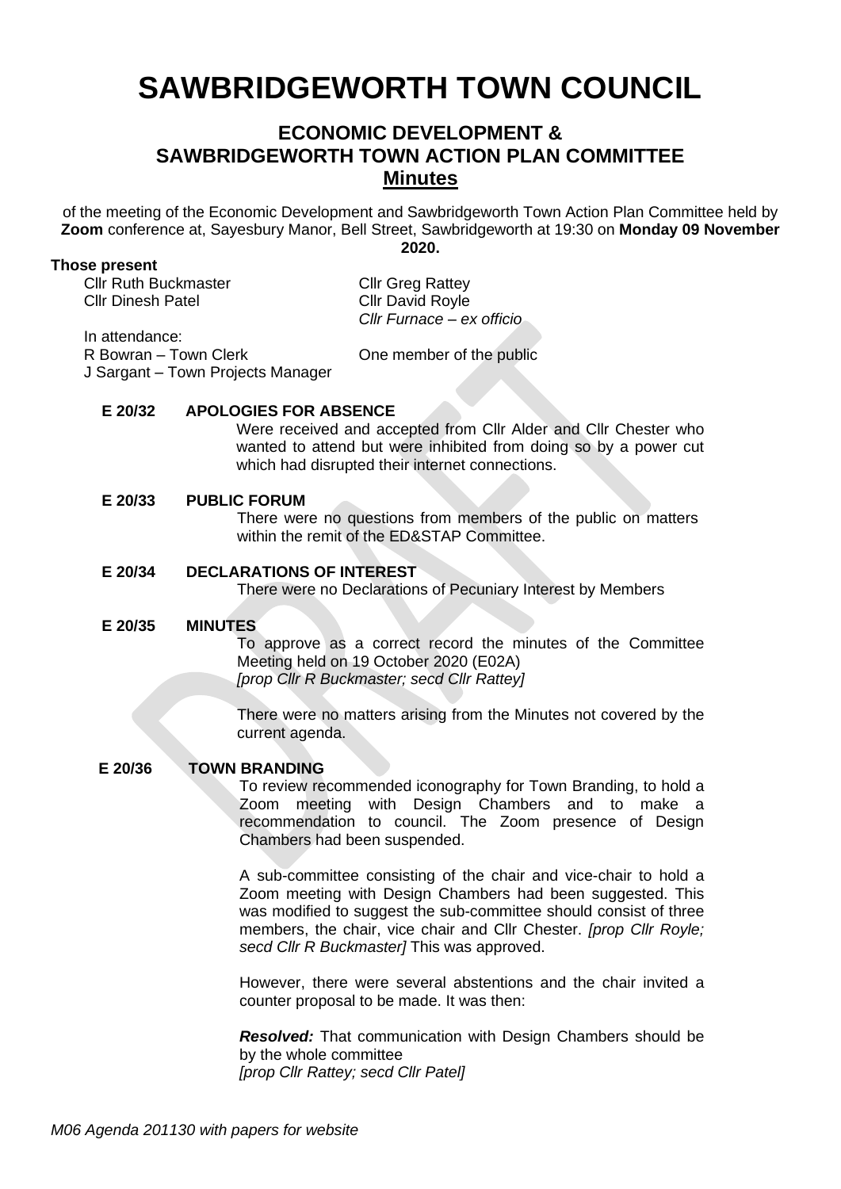# SAWBRIDGEWORTH TOWN COUNCIL

## ECONOMIC DEVELOPMENT & SAWBRIDGEWORTH TOWN ACTION PLAN COMMITTEE

## Minutes

of the meeting of the Economic Development and Sawbridgeworth Town Action Plan Committee held by **Zoom** conference at, Sayesbury Manor, Bell Street, Sawbridgeworth at 19:30 on **Monday 09 November 2020.**

**Those present**

Cllr Ruth Buckmaster
Cllr Dinesh Patel
Cllr Greg Rattey
Cllr David Royle
*Cllr Furnace – ex officio*

In attendance:
R Bowran – Town Clerk
J Sargant – Town Projects Manager
One member of the public

**E 20/32 APOLOGIES FOR ABSENCE**

Were received and accepted from Cllr Alder and Cllr Chester who wanted to attend but were inhibited from doing so by a power cut which had disrupted their internet connections.

**E 20/33 PUBLIC FORUM**

There were no questions from members of the public on matters within the remit of the ED&STAP Committee.

**E 20/34 DECLARATIONS OF INTEREST**

There were no Declarations of Pecuniary Interest by Members

**E 20/35 MINUTES**

To approve as a correct record the minutes of the Committee Meeting held on 19 October 2020 (E02A)
*[prop Cllr R Buckmaster; secd Cllr Rattey]*

There were no matters arising from the Minutes not covered by the current agenda.

**E 20/36 TOWN BRANDING**

To review recommended iconography for Town Branding, to hold a Zoom meeting with Design Chambers and to make a recommendation to council. The Zoom presence of Design Chambers had been suspended.

A sub-committee consisting of the chair and vice-chair to hold a Zoom meeting with Design Chambers had been suggested. This was modified to suggest the sub-committee should consist of three members, the chair, vice chair and Cllr Chester. *[prop Cllr Royle; secd Cllr R Buckmaster]* This was approved.

However, there were several abstentions and the chair invited a counter proposal to be made. It was then:

***Resolved:*** That communication with Design Chambers should be by the whole committee
*[prop Cllr Rattey; secd Cllr Patel]*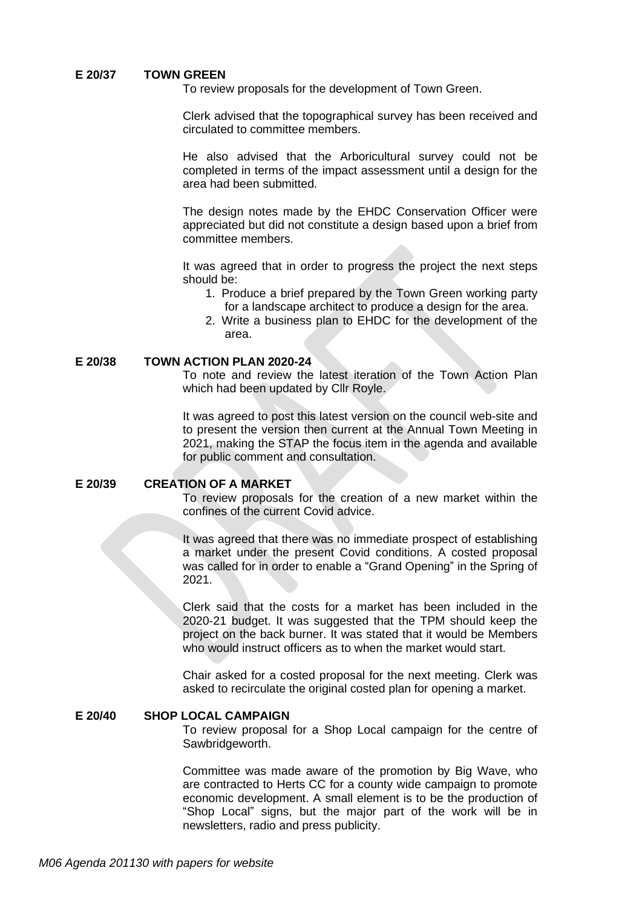**E 20/37 TOWN GREEN**

To review proposals for the development of Town Green.

Clerk advised that the topographical survey has been received and circulated to committee members.

He also advised that the Arboricultural survey could not be completed in terms of the impact assessment until a design for the area had been submitted.

The design notes made by the EHDC Conservation Officer were appreciated but did not constitute a design based upon a brief from committee members.

It was agreed that in order to progress the project the next steps should be:

1. Produce a brief prepared by the Town Green working party for a landscape architect to produce a design for the area.
2. Write a business plan to EHDC for the development of the area.

**E 20/38 TOWN ACTION PLAN 2020-24**

To note and review the latest iteration of the Town Action Plan which had been updated by Cllr Royle.

It was agreed to post this latest version on the council web-site and to present the version then current at the Annual Town Meeting in 2021, making the STAP the focus item in the agenda and available for public comment and consultation.

**E 20/39 CREATION OF A MARKET**

To review proposals for the creation of a new market within the confines of the current Covid advice.

It was agreed that there was no immediate prospect of establishing a market under the present Covid conditions. A costed proposal was called for in order to enable a "Grand Opening" in the Spring of 2021.

Clerk said that the costs for a market has been included in the 2020-21 budget. It was suggested that the TPM should keep the project on the back burner. It was stated that it would be Members who would instruct officers as to when the market would start.

Chair asked for a costed proposal for the next meeting. Clerk was asked to recirculate the original costed plan for opening a market.

**E 20/40 SHOP LOCAL CAMPAIGN**

To review proposal for a Shop Local campaign for the centre of Sawbridgeworth.

Committee was made aware of the promotion by Big Wave, who are contracted to Herts CC for a county wide campaign to promote economic development. A small element is to be the production of "Shop Local" signs, but the major part of the work will be in newsletters, radio and press publicity.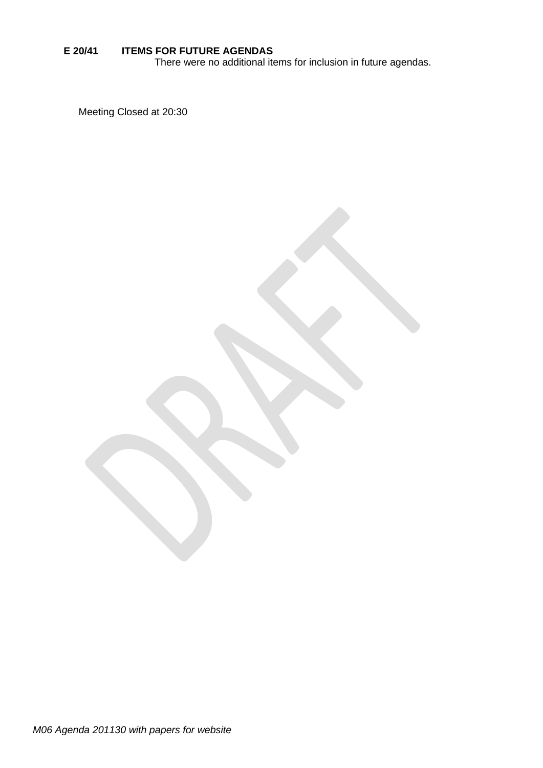**E 20/41 ITEMS FOR FUTURE AGENDAS**

There were no additional items for inclusion in future agendas.

Meeting Closed at 20:30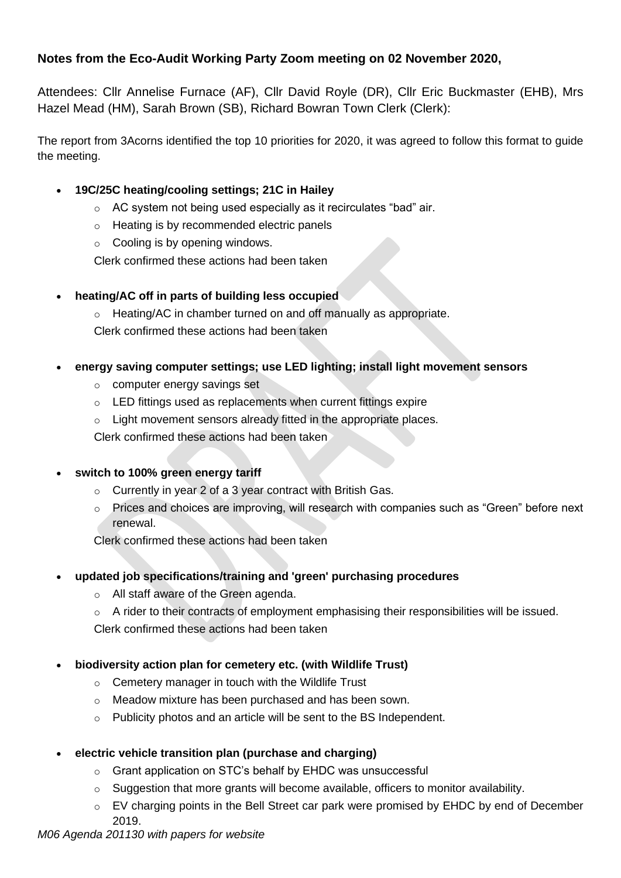**Notes from the Eco-Audit Working Party Zoom meeting on 02 November 2020,**

Attendees: Cllr Annelise Furnace (AF), Cllr David Royle (DR), Cllr Eric Buckmaster (EHB), Mrs Hazel Mead (HM), Sarah Brown (SB), Richard Bowran Town Clerk (Clerk):

The report from 3Acorns identified the top 10 priorities for 2020, it was agreed to follow this format to guide the meeting.

- **19C/25C heating/cooling settings; 21C in Hailey**
  - AC system not being used especially as it recirculates "bad" air.
  - Heating is by recommended electric panels
  - Cooling is by opening windows.

  Clerk confirmed these actions had been taken

- **heating/AC off in parts of building less occupied**
  - Heating/AC in chamber turned on and off manually as appropriate.

  Clerk confirmed these actions had been taken

- **energy saving computer settings; use LED lighting; install light movement sensors**
  - computer energy savings set
  - LED fittings used as replacements when current fittings expire
  - Light movement sensors already fitted in the appropriate places.

  Clerk confirmed these actions had been taken

- **switch to 100% green energy tariff**
  - Currently in year 2 of a 3 year contract with British Gas.
  - Prices and choices are improving, will research with companies such as "Green" before next renewal.

  Clerk confirmed these actions had been taken

- **updated job specifications/training and 'green' purchasing procedures**
  - All staff aware of the Green agenda.
  - A rider to their contracts of employment emphasising their responsibilities will be issued.

  Clerk confirmed these actions had been taken

- **biodiversity action plan for cemetery etc. (with Wildlife Trust)**
  - Cemetery manager in touch with the Wildlife Trust
  - Meadow mixture has been purchased and has been sown.
  - Publicity photos and an article will be sent to the BS Independent.

- **electric vehicle transition plan (purchase and charging)**
  - Grant application on STC's behalf by EHDC was unsuccessful
  - Suggestion that more grants will become available, officers to monitor availability.
  - EV charging points in the Bell Street car park were promised by EHDC by end of December 2019.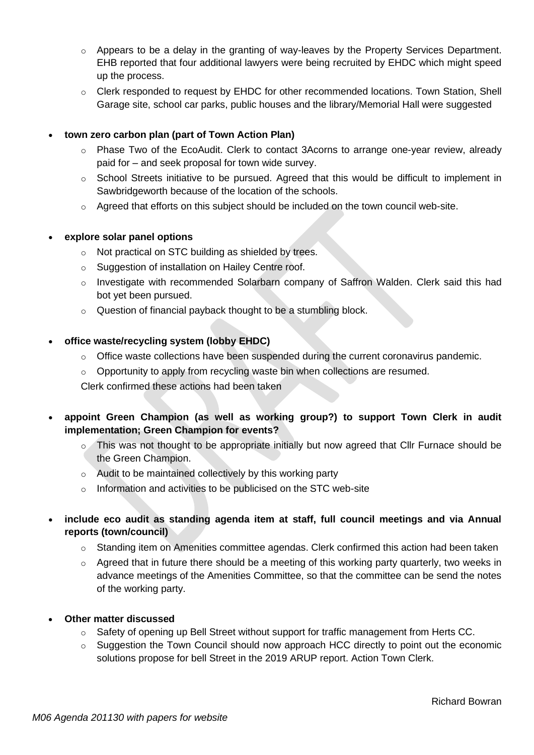- Appears to be a delay in the granting of way-leaves by the Property Services Department. EHB reported that four additional lawyers were being recruited by EHDC which might speed up the process.
- Clerk responded to request by EHDC for other recommended locations. Town Station, Shell Garage site, school car parks, public houses and the library/Memorial Hall were suggested

- **town zero carbon plan (part of Town Action Plan)**
  - Phase Two of the EcoAudit. Clerk to contact 3Acorns to arrange one-year review, already paid for – and seek proposal for town wide survey.
  - School Streets initiative to be pursued. Agreed that this would be difficult to implement in Sawbridgeworth because of the location of the schools.
  - Agreed that efforts on this subject should be included on the town council web-site.

- **explore solar panel options**
  - Not practical on STC building as shielded by trees.
  - Suggestion of installation on Hailey Centre roof.
  - Investigate with recommended Solarbarn company of Saffron Walden. Clerk said this had bot yet been pursued.
  - Question of financial payback thought to be a stumbling block.

- **office waste/recycling system (lobby EHDC)**
  - Office waste collections have been suspended during the current coronavirus pandemic.
  - Opportunity to apply from recycling waste bin when collections are resumed.

  Clerk confirmed these actions had been taken

- **appoint Green Champion (as well as working group?) to support Town Clerk in audit implementation; Green Champion for events?**
  - This was not thought to be appropriate initially but now agreed that Cllr Furnace should be the Green Champion.
  - Audit to be maintained collectively by this working party
  - Information and activities to be publicised on the STC web-site

- **include eco audit as standing agenda item at staff, full council meetings and via Annual reports (town/council)**
  - Standing item on Amenities committee agendas. Clerk confirmed this action had been taken
  - Agreed that in future there should be a meeting of this working party quarterly, two weeks in advance meetings of the Amenities Committee, so that the committee can be send the notes of the working party.

- **Other matter discussed**
  - Safety of opening up Bell Street without support for traffic management from Herts CC.
  - Suggestion the Town Council should now approach HCC directly to point out the economic solutions propose for bell Street in the 2019 ARUP report. Action Town Clerk.

Richard Bowran

*M06 Agenda 201130 with papers for website*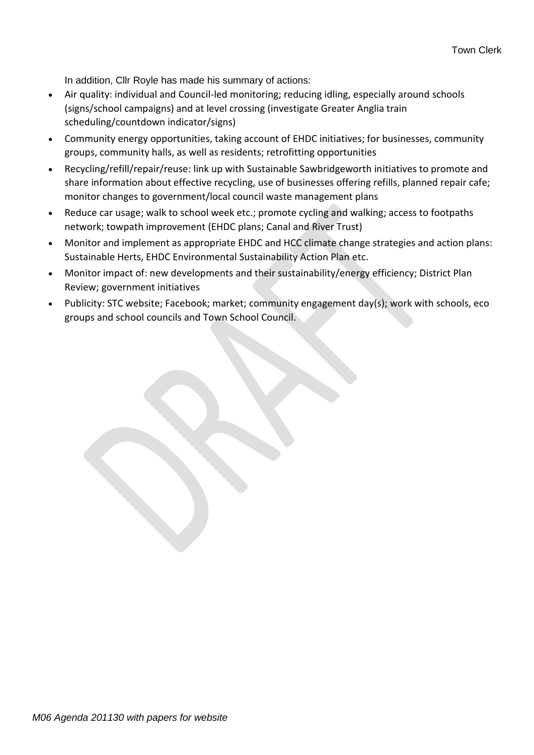Town Clerk

In addition, Cllr Royle has made his summary of actions:

- Air quality: individual and Council-led monitoring; reducing idling, especially around schools (signs/school campaigns) and at level crossing (investigate Greater Anglia train scheduling/countdown indicator/signs)
- Community energy opportunities, taking account of EHDC initiatives; for businesses, community groups, community halls, as well as residents; retrofitting opportunities
- Recycling/refill/repair/reuse: link up with Sustainable Sawbridgeworth initiatives to promote and share information about effective recycling, use of businesses offering refills, planned repair cafe; monitor changes to government/local council waste management plans
- Reduce car usage; walk to school week etc.; promote cycling and walking; access to footpaths network; towpath improvement (EHDC plans; Canal and River Trust)
- Monitor and implement as appropriate EHDC and HCC climate change strategies and action plans: Sustainable Herts, EHDC Environmental Sustainability Action Plan etc.
- Monitor impact of: new developments and their sustainability/energy efficiency; District Plan Review; government initiatives
- Publicity: STC website; Facebook; market; community engagement day(s); work with schools, eco groups and school councils and Town School Council.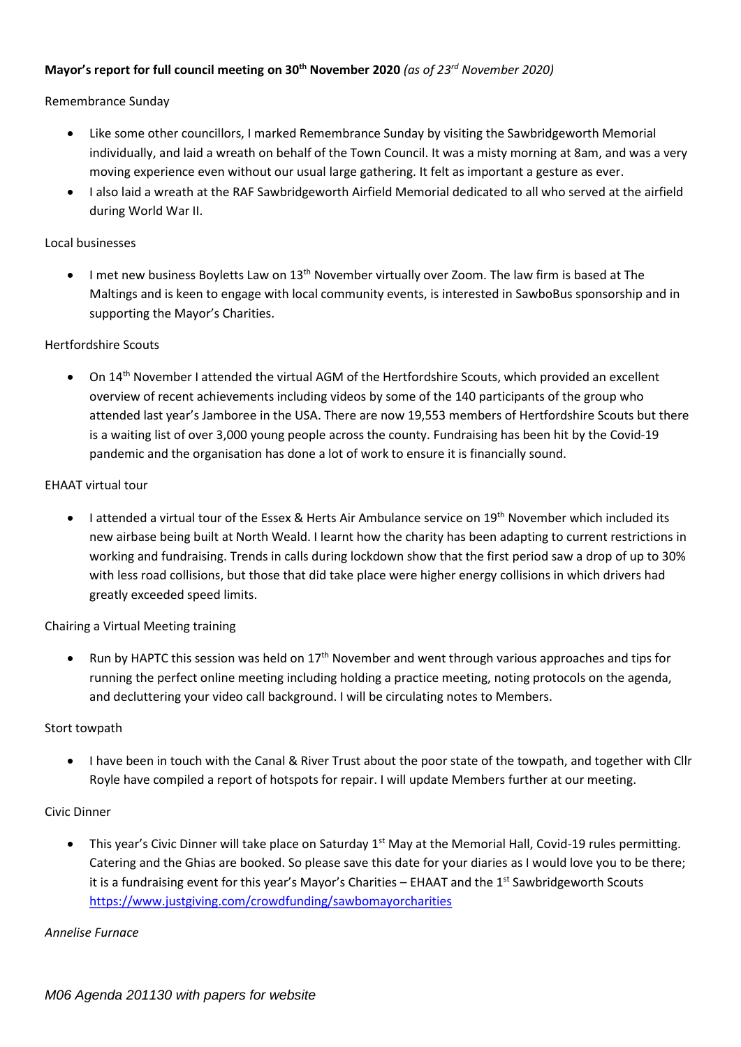**Mayor's report for full council meeting on 30th November 2020** *(as of 23rd November 2020)*

Remembrance Sunday

- Like some other councillors, I marked Remembrance Sunday by visiting the Sawbridgeworth Memorial individually, and laid a wreath on behalf of the Town Council. It was a misty morning at 8am, and was a very moving experience even without our usual large gathering. It felt as important a gesture as ever.
- I also laid a wreath at the RAF Sawbridgeworth Airfield Memorial dedicated to all who served at the airfield during World War II.

Local businesses

- I met new business Boyletts Law on 13th November virtually over Zoom. The law firm is based at The Maltings and is keen to engage with local community events, is interested in SawboBus sponsorship and in supporting the Mayor's Charities.

Hertfordshire Scouts

- On 14th November I attended the virtual AGM of the Hertfordshire Scouts, which provided an excellent overview of recent achievements including videos by some of the 140 participants of the group who attended last year's Jamboree in the USA. There are now 19,553 members of Hertfordshire Scouts but there is a waiting list of over 3,000 young people across the county. Fundraising has been hit by the Covid-19 pandemic and the organisation has done a lot of work to ensure it is financially sound.

EHAAT virtual tour

- I attended a virtual tour of the Essex & Herts Air Ambulance service on 19th November which included its new airbase being built at North Weald. I learnt how the charity has been adapting to current restrictions in working and fundraising. Trends in calls during lockdown show that the first period saw a drop of up to 30% with less road collisions, but those that did take place were higher energy collisions in which drivers had greatly exceeded speed limits.

Chairing a Virtual Meeting training

- Run by HAPTC this session was held on 17th November and went through various approaches and tips for running the perfect online meeting including holding a practice meeting, noting protocols on the agenda, and decluttering your video call background. I will be circulating notes to Members.

Stort towpath

- I have been in touch with the Canal & River Trust about the poor state of the towpath, and together with Cllr Royle have compiled a report of hotspots for repair. I will update Members further at our meeting.

Civic Dinner

- This year's Civic Dinner will take place on Saturday 1st May at the Memorial Hall, Covid-19 rules permitting. Catering and the Ghias are booked. So please save this date for your diaries as I would love you to be there; it is a fundraising event for this year's Mayor's Charities – EHAAT and the 1st Sawbridgeworth Scouts https://www.justgiving.com/crowdfunding/sawbomayorcharities

*Annelise Furnace*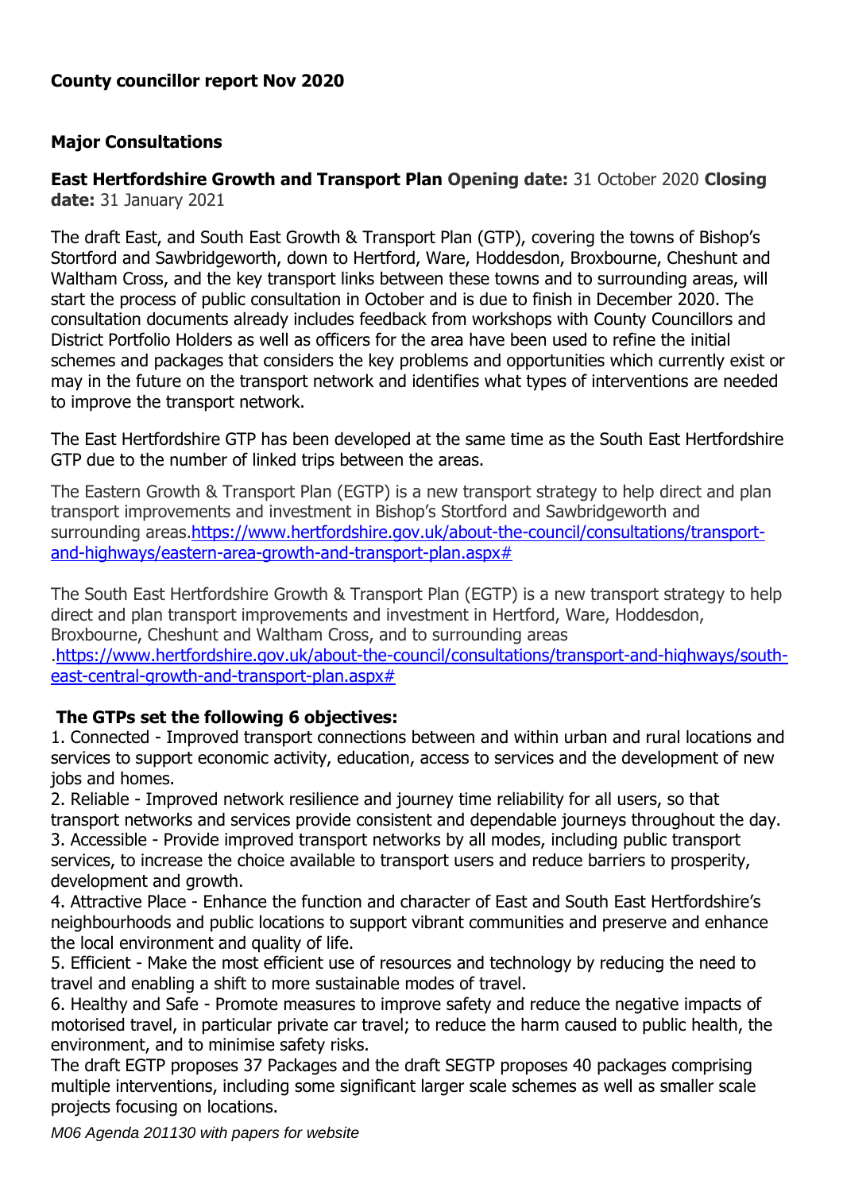**County councillor report Nov 2020**

**Major Consultations**

**East Hertfordshire Growth and Transport Plan Opening date:** 31 October 2020 **Closing date:** 31 January 2021

The draft East, and South East Growth & Transport Plan (GTP), covering the towns of Bishop's Stortford and Sawbridgeworth, down to Hertford, Ware, Hoddesdon, Broxbourne, Cheshunt and Waltham Cross, and the key transport links between these towns and to surrounding areas, will start the process of public consultation in October and is due to finish in December 2020. The consultation documents already includes feedback from workshops with County Councillors and District Portfolio Holders as well as officers for the area have been used to refine the initial schemes and packages that considers the key problems and opportunities which currently exist or may in the future on the transport network and identifies what types of interventions are needed to improve the transport network.

The East Hertfordshire GTP has been developed at the same time as the South East Hertfordshire GTP due to the number of linked trips between the areas.

The Eastern Growth & Transport Plan (EGTP) is a new transport strategy to help direct and plan transport improvements and investment in Bishop's Stortford and Sawbridgeworth and surrounding areas.https://www.hertfordshire.gov.uk/about-the-council/consultations/transport-and-highways/eastern-area-growth-and-transport-plan.aspx#

The South East Hertfordshire Growth & Transport Plan (EGTP) is a new transport strategy to help direct and plan transport improvements and investment in Hertford, Ware, Hoddesdon, Broxbourne, Cheshunt and Waltham Cross, and to surrounding areas .https://www.hertfordshire.gov.uk/about-the-council/consultations/transport-and-highways/south-east-central-growth-and-transport-plan.aspx#

**The GTPs set the following 6 objectives:**

1. Connected - Improved transport connections between and within urban and rural locations and services to support economic activity, education, access to services and the development of new jobs and homes.
2. Reliable - Improved network resilience and journey time reliability for all users, so that transport networks and services provide consistent and dependable journeys throughout the day.
3. Accessible - Provide improved transport networks by all modes, including public transport services, to increase the choice available to transport users and reduce barriers to prosperity, development and growth.
4. Attractive Place - Enhance the function and character of East and South East Hertfordshire's neighbourhoods and public locations to support vibrant communities and preserve and enhance the local environment and quality of life.
5. Efficient - Make the most efficient use of resources and technology by reducing the need to travel and enabling a shift to more sustainable modes of travel.
6. Healthy and Safe - Promote measures to improve safety and reduce the negative impacts of motorised travel, in particular private car travel; to reduce the harm caused to public health, the environment, and to minimise safety risks.

The draft EGTP proposes 37 Packages and the draft SEGTP proposes 40 packages comprising multiple interventions, including some significant larger scale schemes as well as smaller scale projects focusing on locations.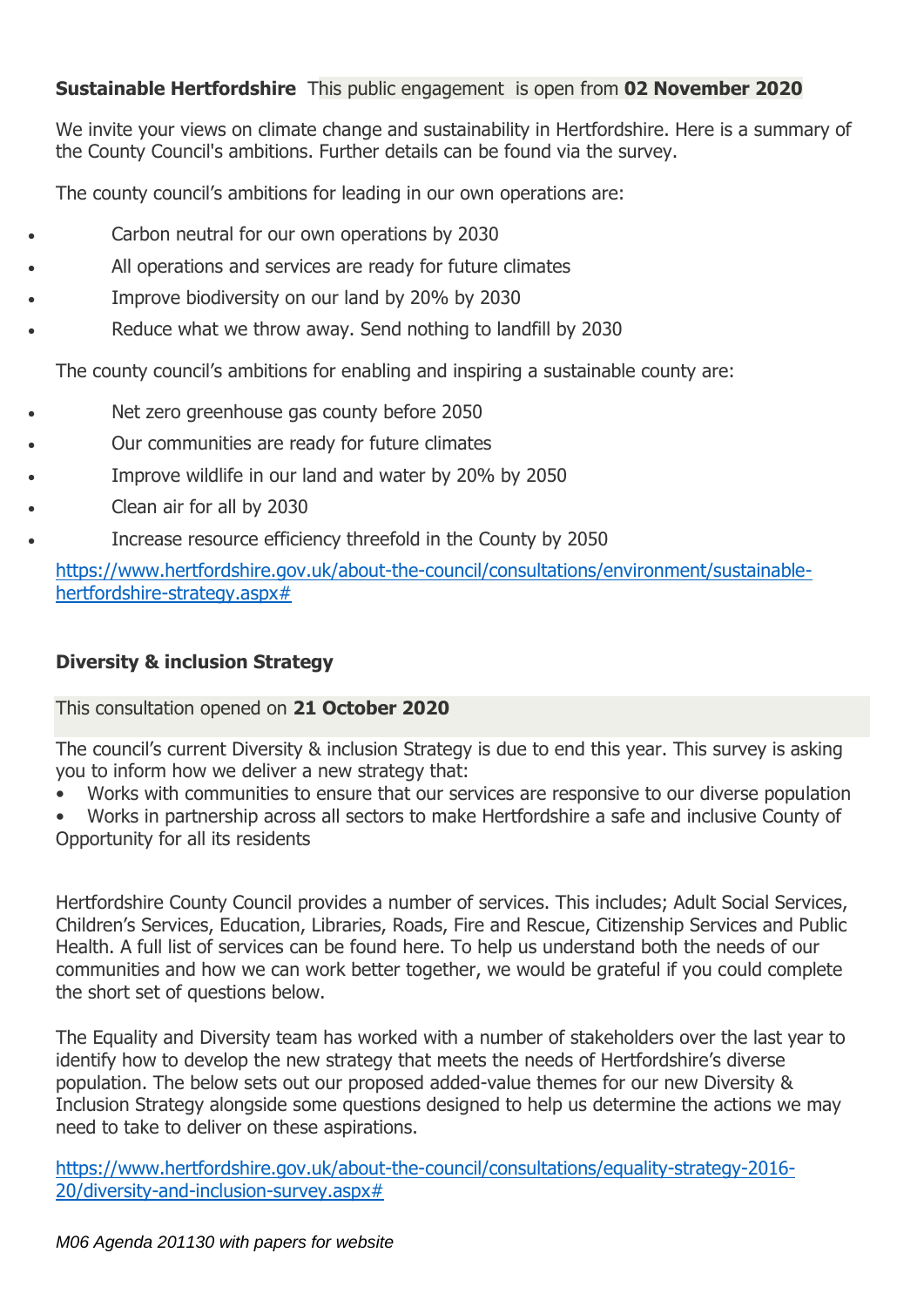**Sustainable Hertfordshire** This public engagement is open from **02 November 2020**

We invite your views on climate change and sustainability in Hertfordshire. Here is a summary of the County Council's ambitions. Further details can be found via the survey.

The county council's ambitions for leading in our own operations are:

- Carbon neutral for our own operations by 2030
- All operations and services are ready for future climates
- Improve biodiversity on our land by 20% by 2030
- Reduce what we throw away. Send nothing to landfill by 2030

The county council's ambitions for enabling and inspiring a sustainable county are:

- Net zero greenhouse gas county before 2050
- Our communities are ready for future climates
- Improve wildlife in our land and water by 20% by 2050
- Clean air for all by 2030
- Increase resource efficiency threefold in the County by 2050

https://www.hertfordshire.gov.uk/about-the-council/consultations/environment/sustainable-hertfordshire-strategy.aspx#

**Diversity & inclusion Strategy**

This consultation opened on **21 October 2020**

The council's current Diversity & inclusion Strategy is due to end this year. This survey is asking you to inform how we deliver a new strategy that:

- Works with communities to ensure that our services are responsive to our diverse population
- Works in partnership across all sectors to make Hertfordshire a safe and inclusive County of Opportunity for all its residents

Hertfordshire County Council provides a number of services. This includes; Adult Social Services, Children's Services, Education, Libraries, Roads, Fire and Rescue, Citizenship Services and Public Health. A full list of services can be found here. To help us understand both the needs of our communities and how we can work better together, we would be grateful if you could complete the short set of questions below.

The Equality and Diversity team has worked with a number of stakeholders over the last year to identify how to develop the new strategy that meets the needs of Hertfordshire's diverse population. The below sets out our proposed added-value themes for our new Diversity & Inclusion Strategy alongside some questions designed to help us determine the actions we may need to take to deliver on these aspirations.

https://www.hertfordshire.gov.uk/about-the-council/consultations/equality-strategy-2016-20/diversity-and-inclusion-survey.aspx#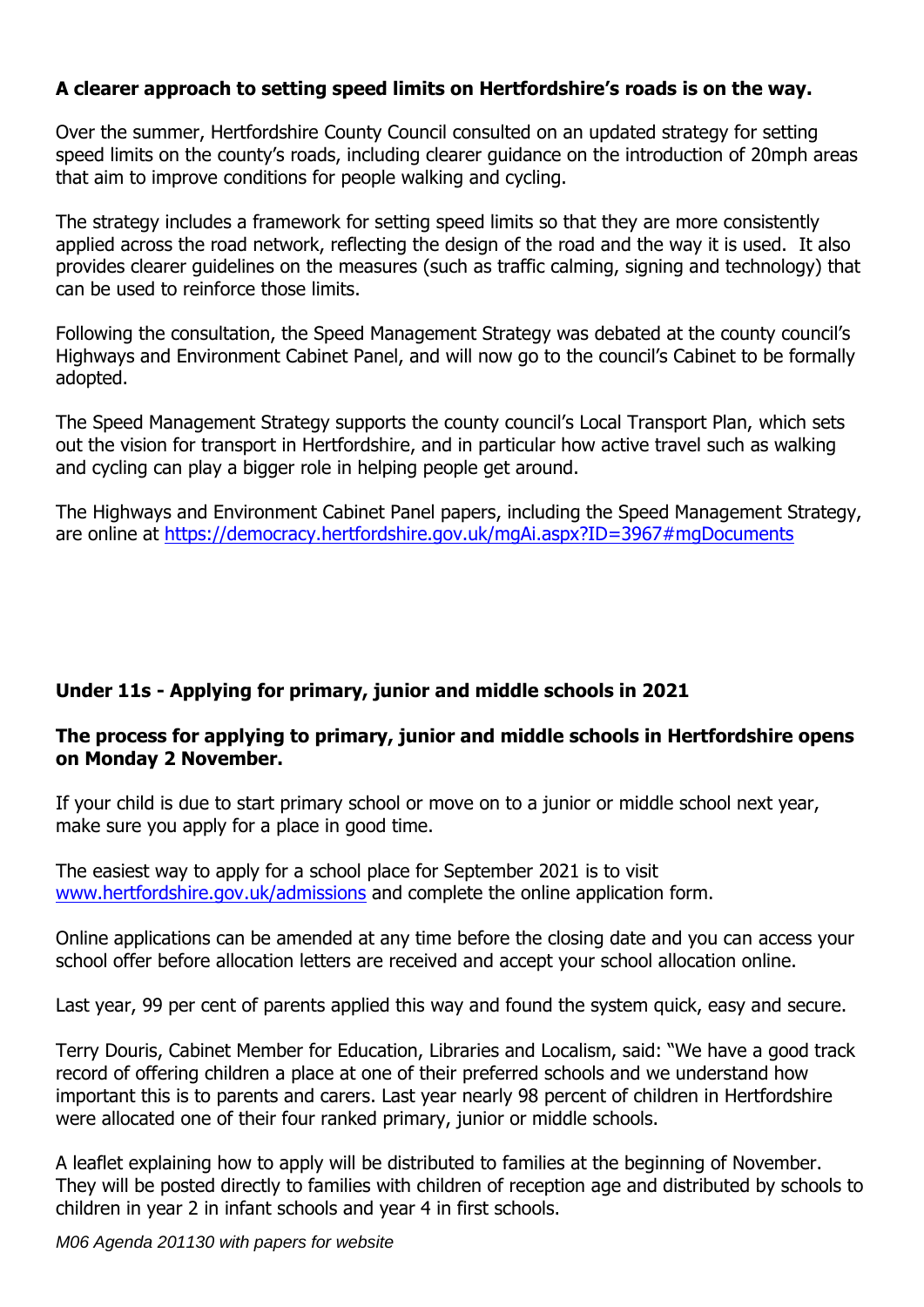**A clearer approach to setting speed limits on Hertfordshire's roads is on the way.**

Over the summer, Hertfordshire County Council consulted on an updated strategy for setting speed limits on the county's roads, including clearer guidance on the introduction of 20mph areas that aim to improve conditions for people walking and cycling.

The strategy includes a framework for setting speed limits so that they are more consistently applied across the road network, reflecting the design of the road and the way it is used. It also provides clearer guidelines on the measures (such as traffic calming, signing and technology) that can be used to reinforce those limits.

Following the consultation, the Speed Management Strategy was debated at the county council's Highways and Environment Cabinet Panel, and will now go to the council's Cabinet to be formally adopted.

The Speed Management Strategy supports the county council's Local Transport Plan, which sets out the vision for transport in Hertfordshire, and in particular how active travel such as walking and cycling can play a bigger role in helping people get around.

The Highways and Environment Cabinet Panel papers, including the Speed Management Strategy, are online at [https://democracy.hertfordshire.gov.uk/mgAi.aspx?ID=3967#mgDocuments](https://democracy.hertfordshire.gov.uk/mgAi.aspx?ID=3967#mgDocuments)

**Under 11s - Applying for primary, junior and middle schools in 2021**

**The process for applying to primary, junior and middle schools in Hertfordshire opens on Monday 2 November.**

If your child is due to start primary school or move on to a junior or middle school next year, make sure you apply for a place in good time.

The easiest way to apply for a school place for September 2021 is to visit [www.hertfordshire.gov.uk/admissions](http://www.hertfordshire.gov.uk/admissions) and complete the online application form.

Online applications can be amended at any time before the closing date and you can access your school offer before allocation letters are received and accept your school allocation online.

Last year, 99 per cent of parents applied this way and found the system quick, easy and secure.

Terry Douris, Cabinet Member for Education, Libraries and Localism, said: "We have a good track record of offering children a place at one of their preferred schools and we understand how important this is to parents and carers. Last year nearly 98 percent of children in Hertfordshire were allocated one of their four ranked primary, junior or middle schools.

A leaflet explaining how to apply will be distributed to families at the beginning of November. They will be posted directly to families with children of reception age and distributed by schools to children in year 2 in infant schools and year 4 in first schools.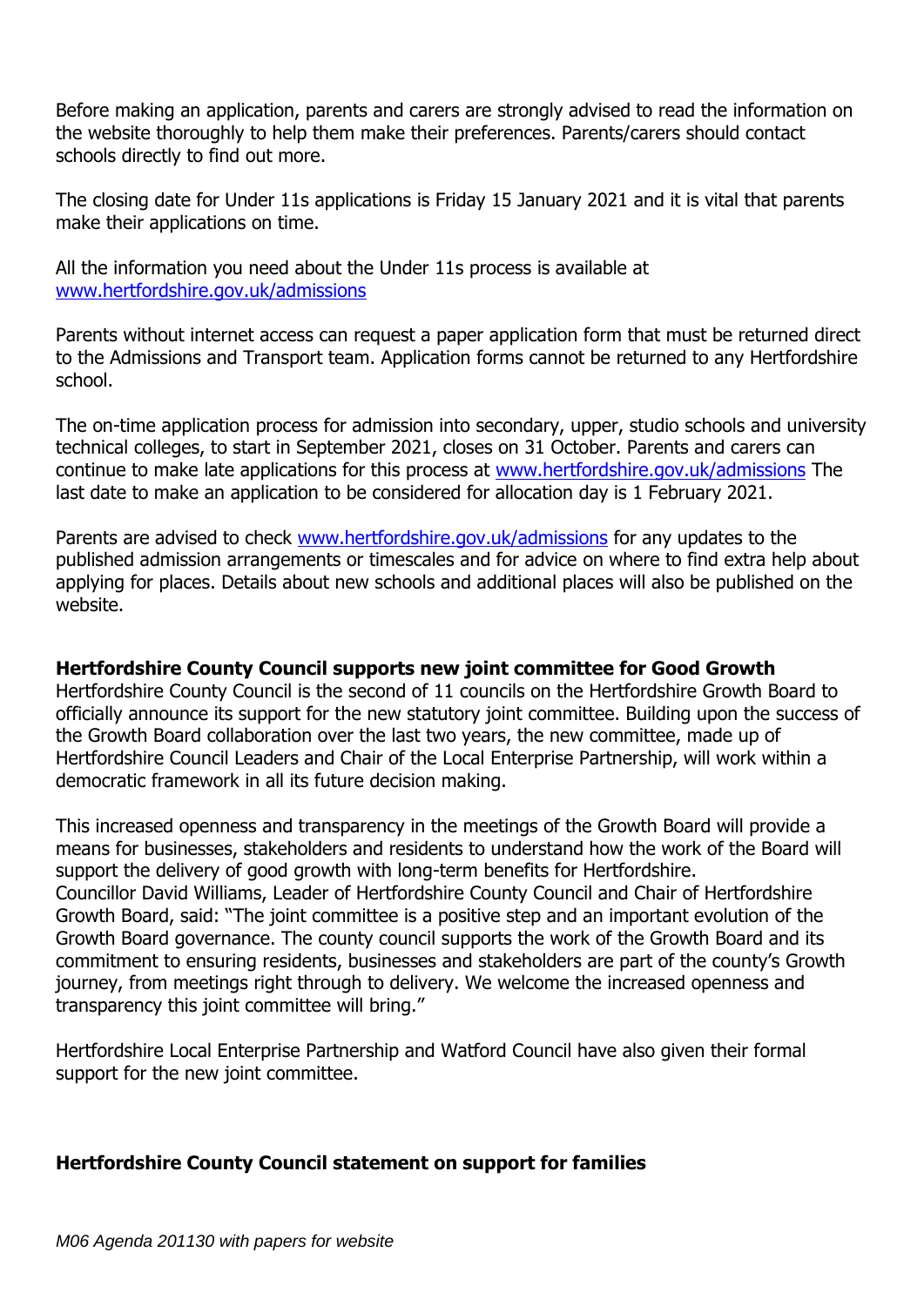Before making an application, parents and carers are strongly advised to read the information on the website thoroughly to help them make their preferences. Parents/carers should contact schools directly to find out more.

The closing date for Under 11s applications is Friday 15 January 2021 and it is vital that parents make their applications on time.

All the information you need about the Under 11s process is available at www.hertfordshire.gov.uk/admissions

Parents without internet access can request a paper application form that must be returned direct to the Admissions and Transport team. Application forms cannot be returned to any Hertfordshire school.

The on-time application process for admission into secondary, upper, studio schools and university technical colleges, to start in September 2021, closes on 31 October. Parents and carers can continue to make late applications for this process at www.hertfordshire.gov.uk/admissions The last date to make an application to be considered for allocation day is 1 February 2021.

Parents are advised to check www.hertfordshire.gov.uk/admissions for any updates to the published admission arrangements or timescales and for advice on where to find extra help about applying for places. Details about new schools and additional places will also be published on the website.

**Hertfordshire County Council supports new joint committee for Good Growth**
Hertfordshire County Council is the second of 11 councils on the Hertfordshire Growth Board to officially announce its support for the new statutory joint committee. Building upon the success of the Growth Board collaboration over the last two years, the new committee, made up of Hertfordshire Council Leaders and Chair of the Local Enterprise Partnership, will work within a democratic framework in all its future decision making.

This increased openness and transparency in the meetings of the Growth Board will provide a means for businesses, stakeholders and residents to understand how the work of the Board will support the delivery of good growth with long-term benefits for Hertfordshire.
Councillor David Williams, Leader of Hertfordshire County Council and Chair of Hertfordshire Growth Board, said: "The joint committee is a positive step and an important evolution of the Growth Board governance. The county council supports the work of the Growth Board and its commitment to ensuring residents, businesses and stakeholders are part of the county's Growth journey, from meetings right through to delivery. We welcome the increased openness and transparency this joint committee will bring."

Hertfordshire Local Enterprise Partnership and Watford Council have also given their formal support for the new joint committee.

**Hertfordshire County Council statement on support for families**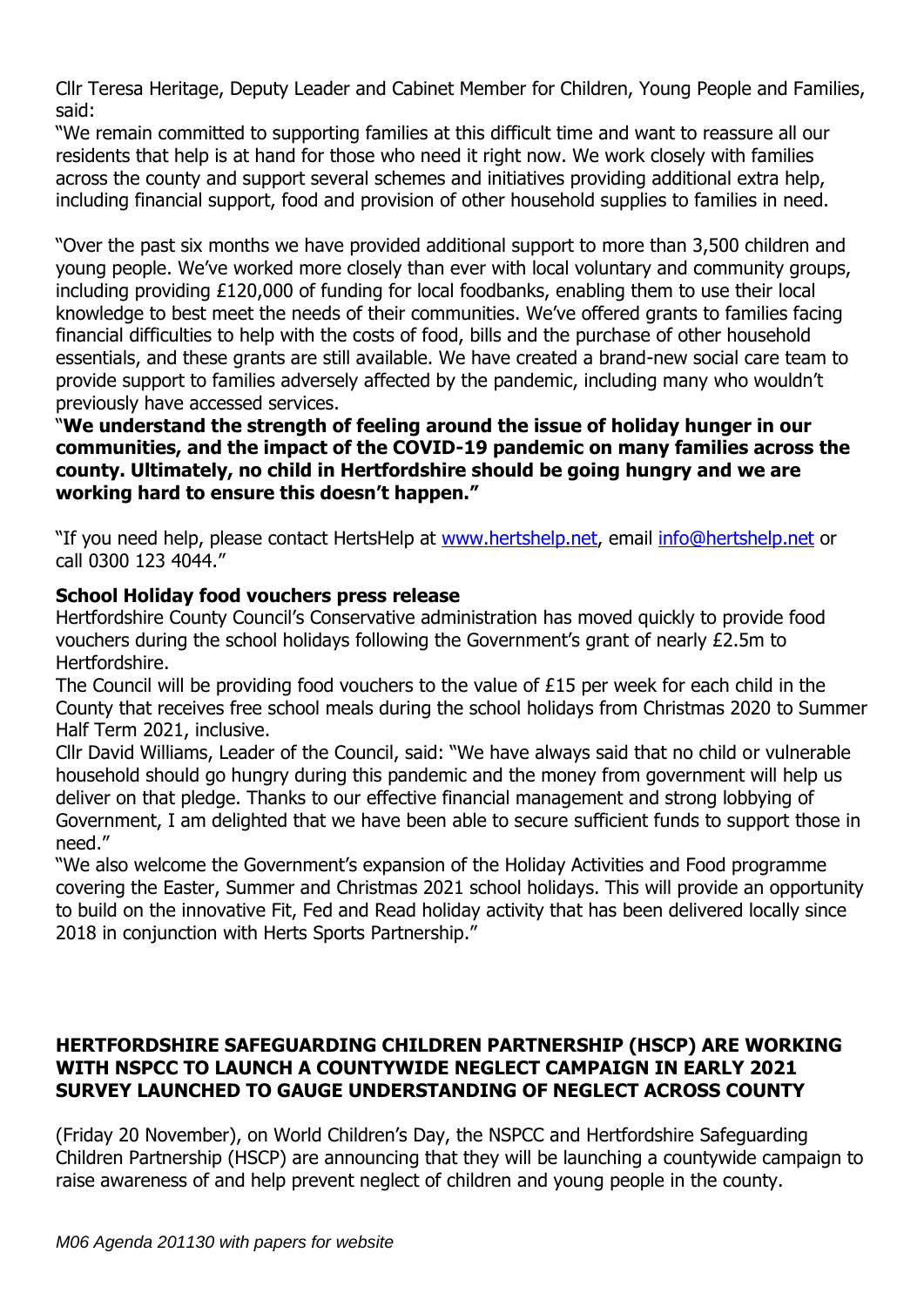Cllr Teresa Heritage, Deputy Leader and Cabinet Member for Children, Young People and Families, said:

"We remain committed to supporting families at this difficult time and want to reassure all our residents that help is at hand for those who need it right now. We work closely with families across the county and support several schemes and initiatives providing additional extra help, including financial support, food and provision of other household supplies to families in need.

"Over the past six months we have provided additional support to more than 3,500 children and young people. We've worked more closely than ever with local voluntary and community groups, including providing £120,000 of funding for local foodbanks, enabling them to use their local knowledge to best meet the needs of their communities. We've offered grants to families facing financial difficulties to help with the costs of food, bills and the purchase of other household essentials, and these grants are still available. We have created a brand-new social care team to provide support to families adversely affected by the pandemic, including many who wouldn't previously have accessed services.

"**We understand the strength of feeling around the issue of holiday hunger in our communities, and the impact of the COVID-19 pandemic on many families across the county. Ultimately, no child in Hertfordshire should be going hungry and we are working hard to ensure this doesn't happen."**

"If you need help, please contact HertsHelp at www.hertshelp.net, email info@hertshelp.net or call 0300 123 4044."

**School Holiday food vouchers press release**

Hertfordshire County Council's Conservative administration has moved quickly to provide food vouchers during the school holidays following the Government's grant of nearly £2.5m to Hertfordshire.

The Council will be providing food vouchers to the value of £15 per week for each child in the County that receives free school meals during the school holidays from Christmas 2020 to Summer Half Term 2021, inclusive.

Cllr David Williams, Leader of the Council, said: "We have always said that no child or vulnerable household should go hungry during this pandemic and the money from government will help us deliver on that pledge. Thanks to our effective financial management and strong lobbying of Government, I am delighted that we have been able to secure sufficient funds to support those in need."

"We also welcome the Government's expansion of the Holiday Activities and Food programme covering the Easter, Summer and Christmas 2021 school holidays. This will provide an opportunity to build on the innovative Fit, Fed and Read holiday activity that has been delivered locally since 2018 in conjunction with Herts Sports Partnership."

**HERTFORDSHIRE SAFEGUARDING CHILDREN PARTNERSHIP (HSCP) ARE WORKING WITH NSPCC TO LAUNCH A COUNTYWIDE NEGLECT CAMPAIGN IN EARLY 2021**
**SURVEY LAUNCHED TO GAUGE UNDERSTANDING OF NEGLECT ACROSS COUNTY**

(Friday 20 November), on World Children's Day, the NSPCC and Hertfordshire Safeguarding Children Partnership (HSCP) are announcing that they will be launching a countywide campaign to raise awareness of and help prevent neglect of children and young people in the county.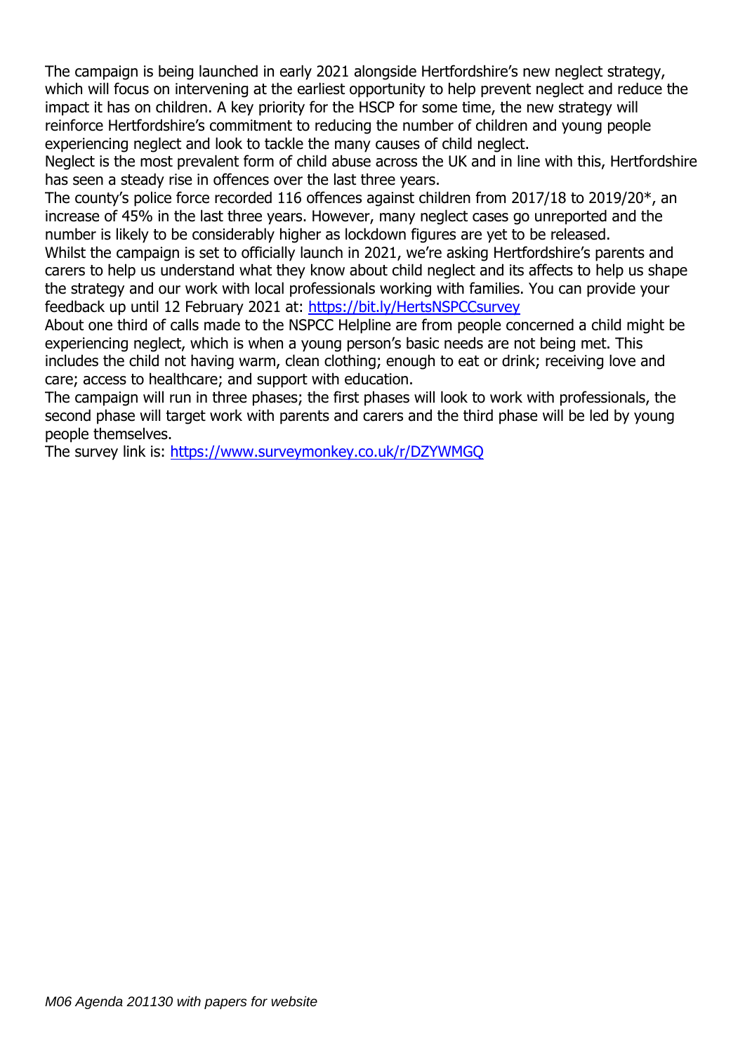The campaign is being launched in early 2021 alongside Hertfordshire's new neglect strategy, which will focus on intervening at the earliest opportunity to help prevent neglect and reduce the impact it has on children. A key priority for the HSCP for some time, the new strategy will reinforce Hertfordshire's commitment to reducing the number of children and young people experiencing neglect and look to tackle the many causes of child neglect.

Neglect is the most prevalent form of child abuse across the UK and in line with this, Hertfordshire has seen a steady rise in offences over the last three years.

The county's police force recorded 116 offences against children from 2017/18 to 2019/20*, an increase of 45% in the last three years. However, many neglect cases go unreported and the number is likely to be considerably higher as lockdown figures are yet to be released.

Whilst the campaign is set to officially launch in 2021, we're asking Hertfordshire's parents and carers to help us understand what they know about child neglect and its affects to help us shape the strategy and our work with local professionals working with families. You can provide your feedback up until 12 February 2021 at: https://bit.ly/HertsNSPCCsurvey

About one third of calls made to the NSPCC Helpline are from people concerned a child might be experiencing neglect, which is when a young person's basic needs are not being met. This includes the child not having warm, clean clothing; enough to eat or drink; receiving love and care; access to healthcare; and support with education.

The campaign will run in three phases; the first phases will look to work with professionals, the second phase will target work with parents and carers and the third phase will be led by young people themselves.

The survey link is: https://www.surveymonkey.co.uk/r/DZYWMGQ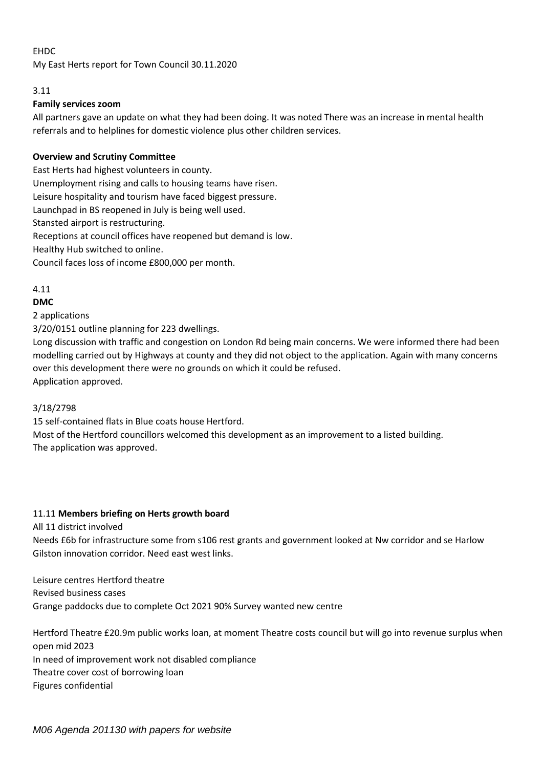EHDC

My East Herts report for Town Council 30.11.2020

3.11

**Family services zoom**

All partners gave an update on what they had been doing. It was noted There was an increase in mental health referrals and to helplines for domestic violence plus other children services.

**Overview and Scrutiny Committee**

East Herts had highest volunteers in county.
Unemployment rising and calls to housing teams have risen.
Leisure hospitality and tourism have faced biggest pressure.
Launchpad in BS reopened in July is being well used.
Stansted airport is restructuring.
Receptions at council offices have reopened but demand is low.
Healthy Hub switched to online.
Council faces loss of income £800,000 per month.

4.11

**DMC**

2 applications

3/20/0151 outline planning for 223 dwellings.

Long discussion with traffic and congestion on London Rd being main concerns. We were informed there had been modelling carried out by Highways at county and they did not object to the application. Again with many concerns over this development there were no grounds on which it could be refused.
Application approved.

3/18/2798

15 self-contained flats in Blue coats house Hertford.
Most of the Hertford councillors welcomed this development as an improvement to a listed building.
The application was approved.

11.11 **Members briefing on Herts growth board**

All 11 district involved

Needs £6b for infrastructure some from s106 rest grants and government looked at Nw corridor and se Harlow Gilston innovation corridor. Need east west links.

Leisure centres Hertford theatre
Revised business cases
Grange paddocks due to complete Oct 2021 90% Survey wanted new centre

Hertford Theatre £20.9m public works loan, at moment Theatre costs council but will go into revenue surplus when open mid 2023
In need of improvement work not disabled compliance
Theatre cover cost of borrowing loan
Figures confidential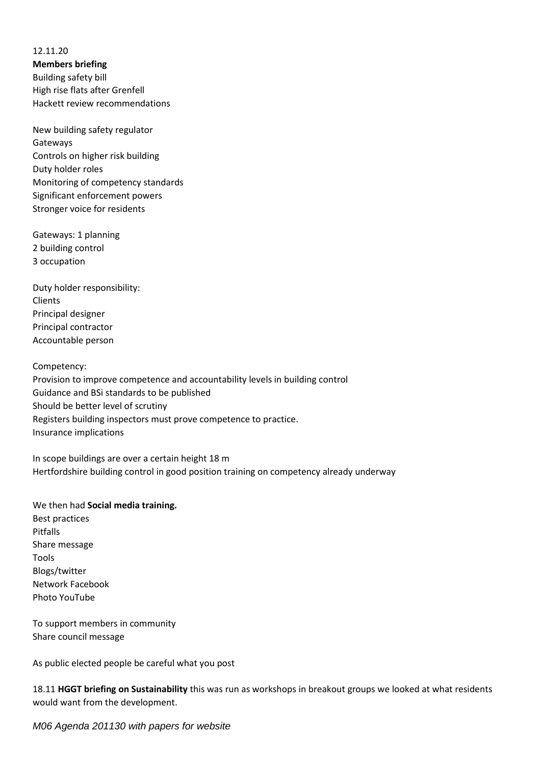12.11.20

**Members briefing**

Building safety bill
High rise flats after Grenfell
Hackett review recommendations

New building safety regulator
Gateways
Controls on higher risk building
Duty holder roles
Monitoring of competency standards
Significant enforcement powers
Stronger voice for residents

Gateways: 1 planning
2 building control
3 occupation

Duty holder responsibility:
Clients
Principal designer
Principal contractor
Accountable person

Competency:
Provision to improve competence and accountability levels in building control
Guidance and BSi standards to be published
Should be better level of scrutiny
Registers building inspectors must prove competence to practice.
Insurance implications

In scope buildings are over a certain height 18 m
Hertfordshire building control in good position training on competency already underway

We then had **Social media training.**
Best practices
Pitfalls
Share message
Tools
Blogs/twitter
Network Facebook
Photo YouTube

To support members in community
Share council message

As public elected people be careful what you post

18.11 **HGGT briefing on Sustainability** this was run as workshops in breakout groups we looked at what residents would want from the development.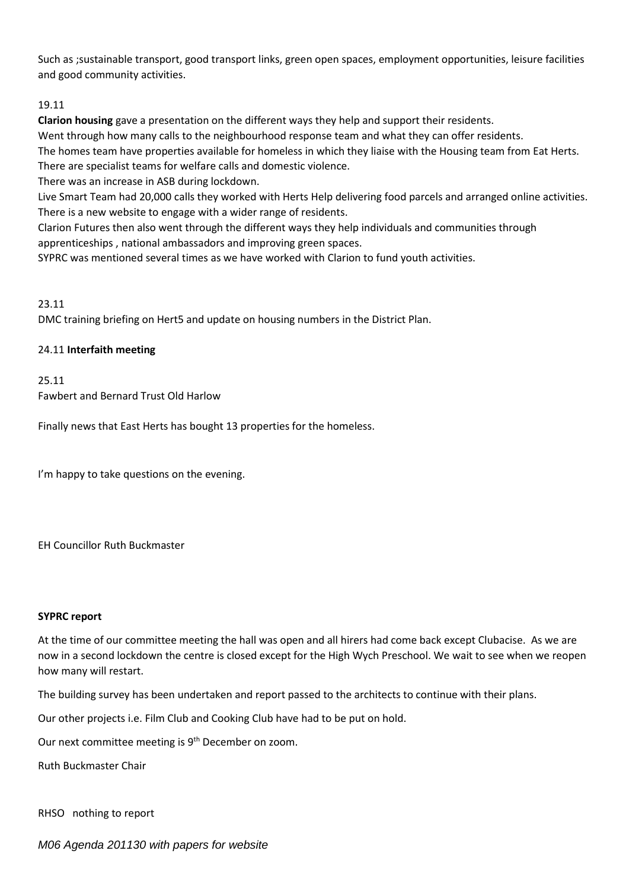Such as ;sustainable transport, good transport links, green open spaces, employment opportunities, leisure facilities and good community activities.

19.11

**Clarion housing** gave a presentation on the different ways they help and support their residents.

Went through how many calls to the neighbourhood response team and what they can offer residents.

The homes team have properties available for homeless in which they liaise with the Housing team from Eat Herts.

There are specialist teams for welfare calls and domestic violence.

There was an increase in ASB during lockdown.

Live Smart Team had 20,000 calls they worked with Herts Help delivering food parcels and arranged online activities.

There is a new website to engage with a wider range of residents.

Clarion Futures then also went through the different ways they help individuals and communities through apprenticeships , national ambassadors and improving green spaces.

SYPRC was mentioned several times as we have worked with Clarion to fund youth activities.

23.11

DMC training briefing on Hert5 and update on housing numbers in the District Plan.

24.11 **Interfaith meeting**

25.11

Fawbert and Bernard Trust Old Harlow

Finally news that East Herts has bought 13 properties for the homeless.

I'm happy to take questions on the evening.

EH Councillor Ruth Buckmaster

**SYPRC report**

At the time of our committee meeting the hall was open and all hirers had come back except Clubacise. As we are now in a second lockdown the centre is closed except for the High Wych Preschool. We wait to see when we reopen how many will restart.

The building survey has been undertaken and report passed to the architects to continue with their plans.

Our other projects i.e. Film Club and Cooking Club have had to be put on hold.

Our next committee meeting is 9th December on zoom.

Ruth Buckmaster Chair

RHSO nothing to report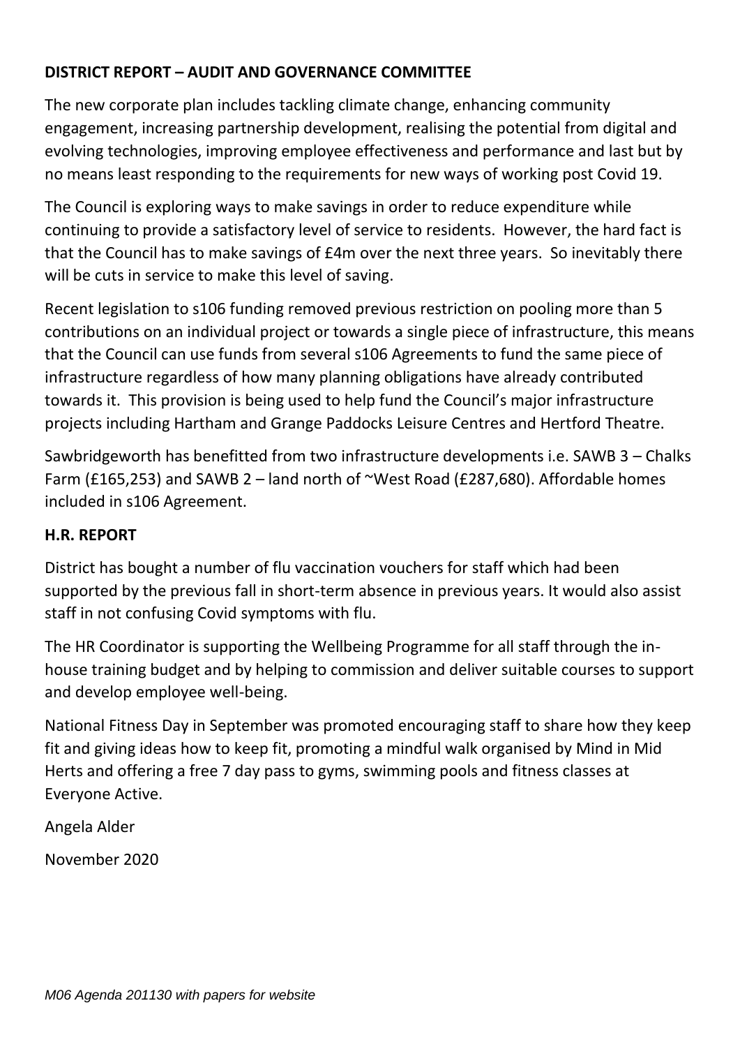**DISTRICT REPORT – AUDIT AND GOVERNANCE COMMITTEE**

The new corporate plan includes tackling climate change, enhancing community engagement, increasing partnership development, realising the potential from digital and evolving technologies, improving employee effectiveness and performance and last but by no means least responding to the requirements for new ways of working post Covid 19.

The Council is exploring ways to make savings in order to reduce expenditure while continuing to provide a satisfactory level of service to residents. However, the hard fact is that the Council has to make savings of £4m over the next three years. So inevitably there will be cuts in service to make this level of saving.

Recent legislation to s106 funding removed previous restriction on pooling more than 5 contributions on an individual project or towards a single piece of infrastructure, this means that the Council can use funds from several s106 Agreements to fund the same piece of infrastructure regardless of how many planning obligations have already contributed towards it. This provision is being used to help fund the Council's major infrastructure projects including Hartham and Grange Paddocks Leisure Centres and Hertford Theatre.

Sawbridgeworth has benefitted from two infrastructure developments i.e. SAWB 3 – Chalks Farm (£165,253) and SAWB 2 – land north of ~West Road (£287,680). Affordable homes included in s106 Agreement.

**H.R. REPORT**

District has bought a number of flu vaccination vouchers for staff which had been supported by the previous fall in short-term absence in previous years. It would also assist staff in not confusing Covid symptoms with flu.

The HR Coordinator is supporting the Wellbeing Programme for all staff through the in-house training budget and by helping to commission and deliver suitable courses to support and develop employee well-being.

National Fitness Day in September was promoted encouraging staff to share how they keep fit and giving ideas how to keep fit, promoting a mindful walk organised by Mind in Mid Herts and offering a free 7 day pass to gyms, swimming pools and fitness classes at Everyone Active.

Angela Alder

November 2020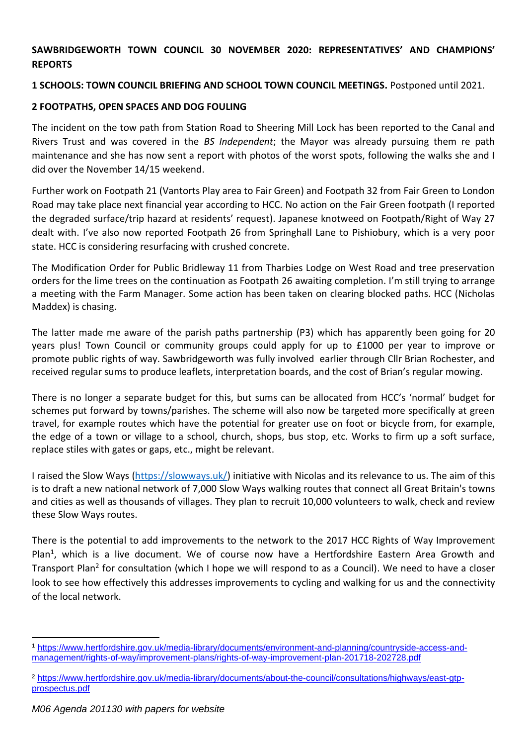**SAWBRIDGEWORTH TOWN COUNCIL 30 NOVEMBER 2020: REPRESENTATIVES' AND CHAMPIONS' REPORTS**

**1 SCHOOLS: TOWN COUNCIL BRIEFING AND SCHOOL TOWN COUNCIL MEETINGS.** Postponed until 2021.

**2 FOOTPATHS, OPEN SPACES AND DOG FOULING**

The incident on the tow path from Station Road to Sheering Mill Lock has been reported to the Canal and Rivers Trust and was covered in the *BS Independent*; the Mayor was already pursuing them re path maintenance and she has now sent a report with photos of the worst spots, following the walks she and I did over the November 14/15 weekend.

Further work on Footpath 21 (Vantorts Play area to Fair Green) and Footpath 32 from Fair Green to London Road may take place next financial year according to HCC. No action on the Fair Green footpath (I reported the degraded surface/trip hazard at residents' request). Japanese knotweed on Footpath/Right of Way 27 dealt with. I've also now reported Footpath 26 from Springhall Lane to Pishiobury, which is a very poor state. HCC is considering resurfacing with crushed concrete.

The Modification Order for Public Bridleway 11 from Tharbies Lodge on West Road and tree preservation orders for the lime trees on the continuation as Footpath 26 awaiting completion. I'm still trying to arrange a meeting with the Farm Manager. Some action has been taken on clearing blocked paths. HCC (Nicholas Maddex) is chasing.

The latter made me aware of the parish paths partnership (P3) which has apparently been going for 20 years plus! Town Council or community groups could apply for up to £1000 per year to improve or promote public rights of way. Sawbridgeworth was fully involved earlier through Cllr Brian Rochester, and received regular sums to produce leaflets, interpretation boards, and the cost of Brian's regular mowing.

There is no longer a separate budget for this, but sums can be allocated from HCC's 'normal' budget for schemes put forward by towns/parishes. The scheme will also now be targeted more specifically at green travel, for example routes which have the potential for greater use on foot or bicycle from, for example, the edge of a town or village to a school, church, shops, bus stop, etc. Works to firm up a soft surface, replace stiles with gates or gaps, etc., might be relevant.

I raised the Slow Ways (https://slowways.uk/) initiative with Nicolas and its relevance to us. The aim of this is to draft a new national network of 7,000 Slow Ways walking routes that connect all Great Britain's towns and cities as well as thousands of villages. They plan to recruit 10,000 volunteers to walk, check and review these Slow Ways routes.

There is the potential to add improvements to the network to the 2017 HCC Rights of Way Improvement Plan[1], which is a live document. We of course now have a Hertfordshire Eastern Area Growth and Transport Plan[2] for consultation (which I hope we will respond to as a Council). We need to have a closer look to see how effectively this addresses improvements to cycling and walking for us and the connectivity of the local network.

---

[1] https://www.hertfordshire.gov.uk/media-library/documents/environment-and-planning/countryside-access-and-management/rights-of-way/improvement-plans/rights-of-way-improvement-plan-201718-202728.pdf

[2] https://www.hertfordshire.gov.uk/media-library/documents/about-the-council/consultations/highways/east-gtp-prospectus.pdf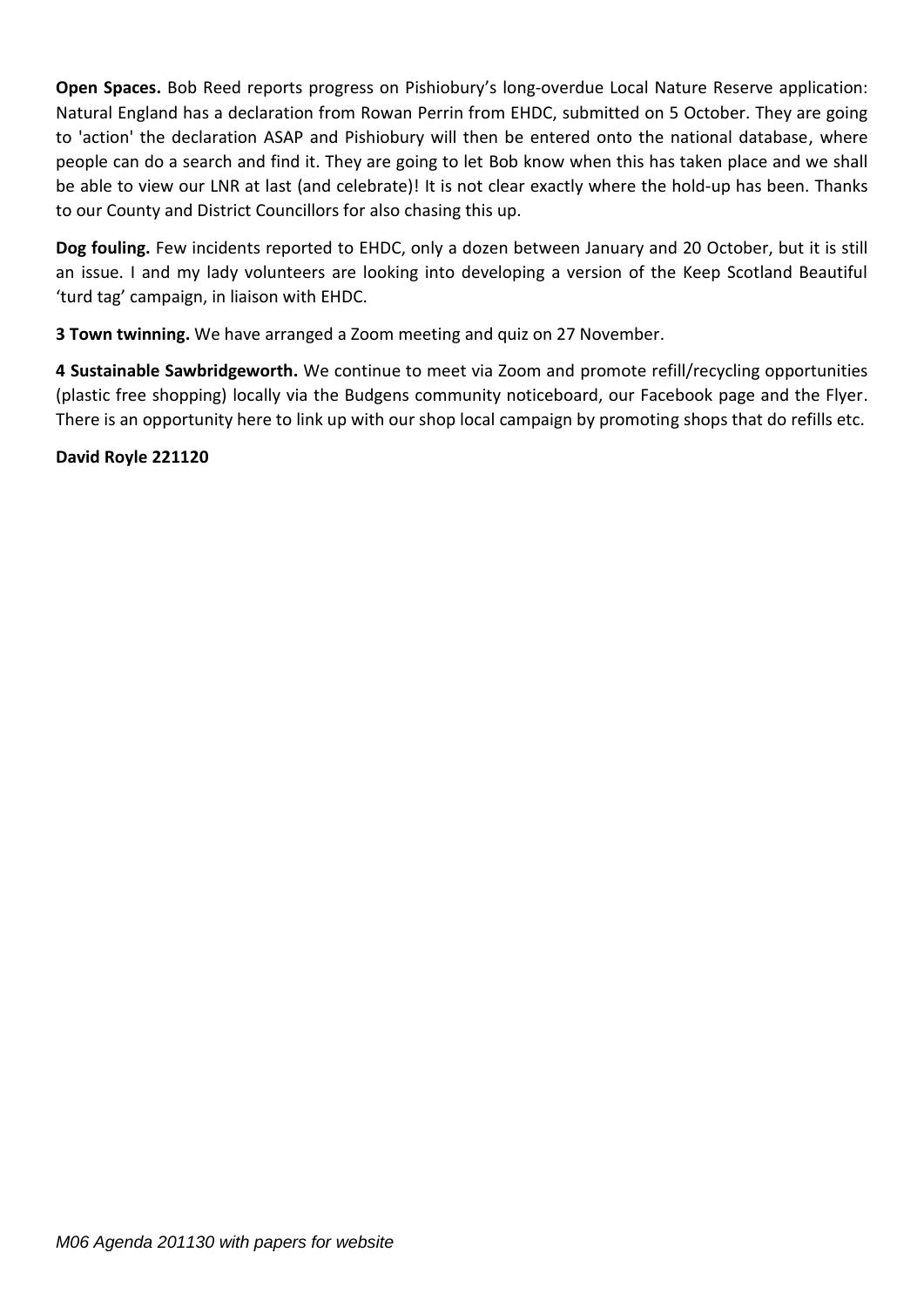**Open Spaces.** Bob Reed reports progress on Pishiobury's long-overdue Local Nature Reserve application: Natural England has a declaration from Rowan Perrin from EHDC, submitted on 5 October. They are going to 'action' the declaration ASAP and Pishiobury will then be entered onto the national database, where people can do a search and find it. They are going to let Bob know when this has taken place and we shall be able to view our LNR at last (and celebrate)! It is not clear exactly where the hold-up has been. Thanks to our County and District Councillors for also chasing this up.

**Dog fouling.** Few incidents reported to EHDC, only a dozen between January and 20 October, but it is still an issue. I and my lady volunteers are looking into developing a version of the Keep Scotland Beautiful 'turd tag' campaign, in liaison with EHDC.

**3 Town twinning.** We have arranged a Zoom meeting and quiz on 27 November.

**4 Sustainable Sawbridgeworth.** We continue to meet via Zoom and promote refill/recycling opportunities (plastic free shopping) locally via the Budgens community noticeboard, our Facebook page and the Flyer. There is an opportunity here to link up with our shop local campaign by promoting shops that do refills etc.

**David Royle 221120**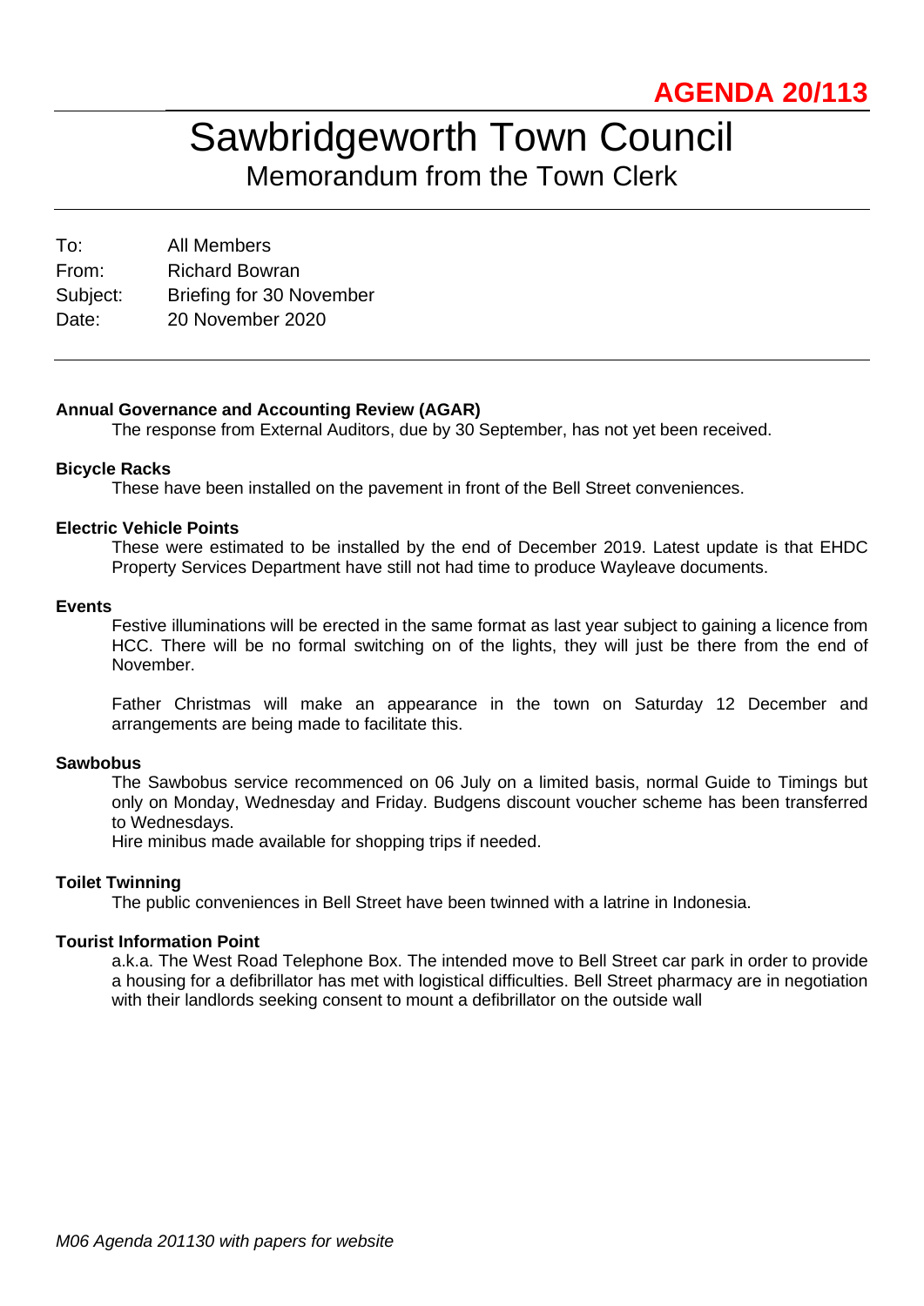**AGENDA 20/113**

# Sawbridgeworth Town Council

## Memorandum from the Town Clerk

| | |
|---|---|
| To: | All Members |
| From: | Richard Bowran |
| Subject: | Briefing for 30 November |
| Date: | 20 November 2020 |

**Annual Governance and Accounting Review (AGAR)**

The response from External Auditors, due by 30 September, has not yet been received.

**Bicycle Racks**

These have been installed on the pavement in front of the Bell Street conveniences.

**Electric Vehicle Points**

These were estimated to be installed by the end of December 2019. Latest update is that EHDC Property Services Department have still not had time to produce Wayleave documents.

**Events**

Festive illuminations will be erected in the same format as last year subject to gaining a licence from HCC. There will be no formal switching on of the lights, they will just be there from the end of November.

Father Christmas will make an appearance in the town on Saturday 12 December and arrangements are being made to facilitate this.

**Sawbobus**

The Sawbobus service recommenced on 06 July on a limited basis, normal Guide to Timings but only on Monday, Wednesday and Friday. Budgens discount voucher scheme has been transferred to Wednesdays.

Hire minibus made available for shopping trips if needed.

**Toilet Twinning**

The public conveniences in Bell Street have been twinned with a latrine in Indonesia.

**Tourist Information Point**

a.k.a. The West Road Telephone Box. The intended move to Bell Street car park in order to provide a housing for a defibrillator has met with logistical difficulties. Bell Street pharmacy are in negotiation with their landlords seeking consent to mount a defibrillator on the outside wall

*M06 Agenda 201130 with papers for website*